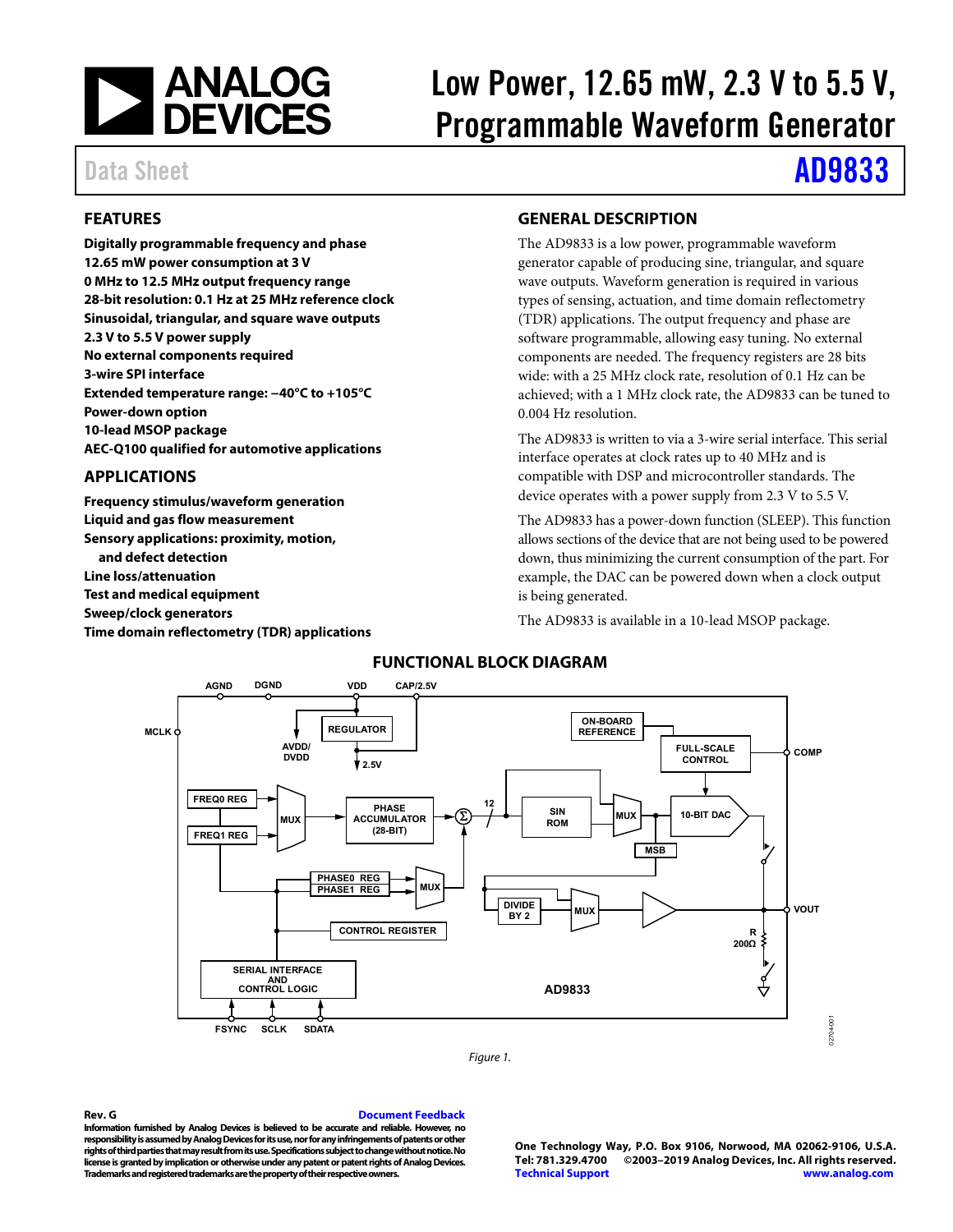# Low Power, 12.65 mW, 2.3 V to 5.5 V, Programmable Waveform Generator

Data Sheet **AD9833**

## FEATURES

**Digitally programmable frequency and phase**
**12.65 mW power consumption at 3 V**
**0 MHz to 12.5 MHz output frequency range**
**28-bit resolution: 0.1 Hz at 25 MHz reference clock**
**Sinusoidal, triangular, and square wave outputs**
**2.3 V to 5.5 V power supply**
**No external components required**
**3-wire SPI interface**
**Extended temperature range: −40°C to +105°C**
**Power-down option**
**10-lead MSOP package**
**AEC-Q100 qualified for automotive applications**

## APPLICATIONS

**Frequency stimulus/waveform generation**
**Liquid and gas flow measurement**
**Sensory applications: proximity, motion, and defect detection**
**Line loss/attenuation**
**Test and medical equipment**
**Sweep/clock generators**
**Time domain reflectometry (TDR) applications**

## GENERAL DESCRIPTION

The AD9833 is a low power, programmable waveform generator capable of producing sine, triangular, and square wave outputs. Waveform generation is required in various types of sensing, actuation, and time domain reflectometry (TDR) applications. The output frequency and phase are software programmable, allowing easy tuning. No external components are needed. The frequency registers are 28 bits wide: with a 25 MHz clock rate, resolution of 0.1 Hz can be achieved; with a 1 MHz clock rate, the AD9833 can be tuned to 0.004 Hz resolution.

The AD9833 is written to via a 3-wire serial interface. This serial interface operates at clock rates up to 40 MHz and is compatible with DSP and microcontroller standards. The device operates with a power supply from 2.3 V to 5.5 V.

The AD9833 has a power-down function (SLEEP). This function allows sections of the device that are not being used to be powered down, thus minimizing the current consumption of the part. For example, the DAC can be powered down when a clock output is being generated.

The AD9833 is available in a 10-lead MSOP package.

## FUNCTIONAL BLOCK DIAGRAM

*Figure 1.*

Rev. G [Document Feedback]

**Information furnished by Analog Devices is believed to be accurate and reliable. However, no responsibility is assumed by Analog Devices for its use, nor for any infringements of patents or other rights of third parties that may result from its use. Specifications subject to change without notice. No license is granted by implication or otherwise under any patent or patent rights of Analog Devices. Trademarks and registered trademarks are the property of their respective owners.**

**One Technology Way, P.O. Box 9106, Norwood, MA 02062-9106, U.S.A.**
**Tel: 781.329.4700 ©2003–2019 Analog Devices, Inc. All rights reserved.**
**Technical Support www.analog.com**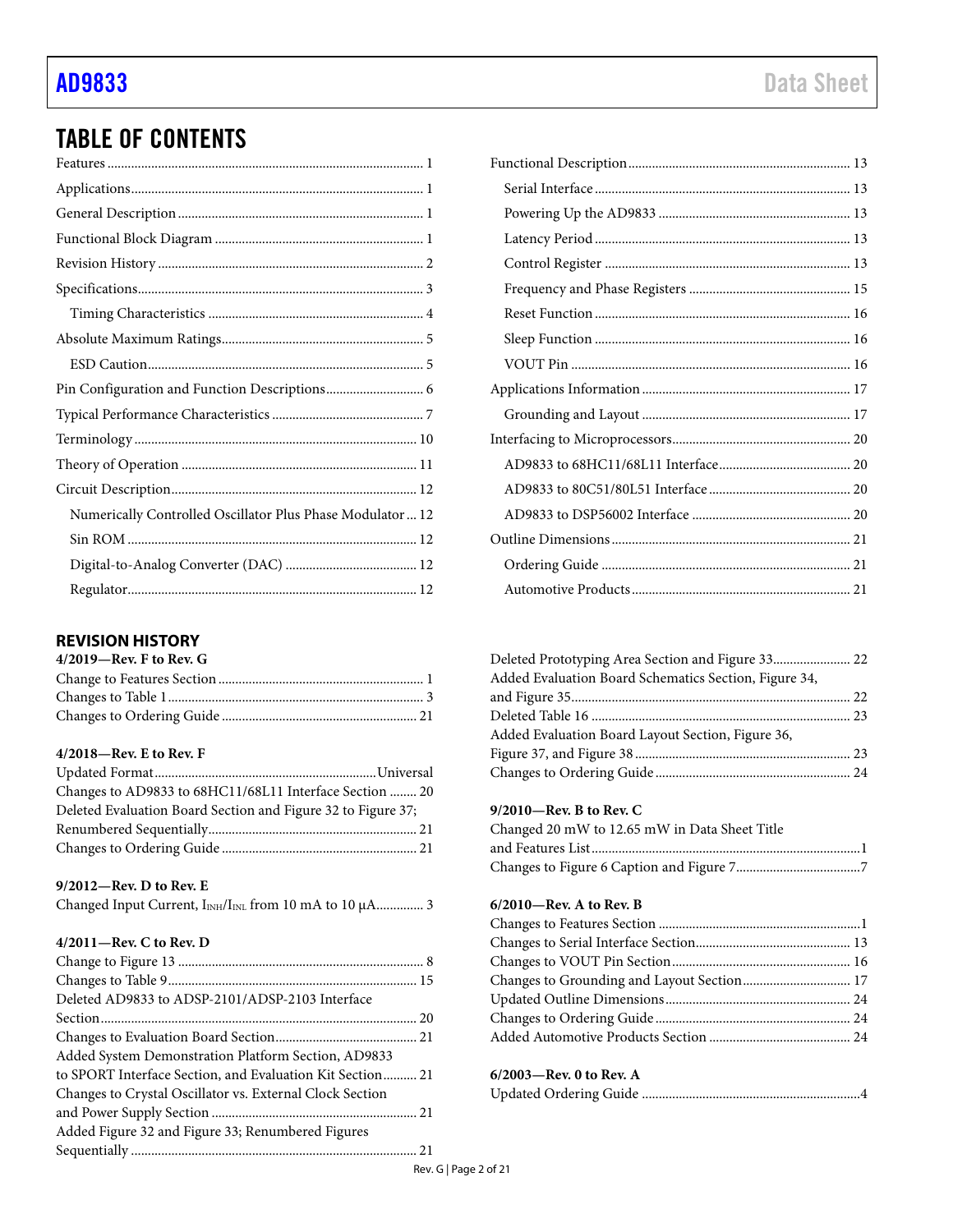## TABLE OF CONTENTS

Features ... 1
Applications ... 1
General Description ... 1
Functional Block Diagram ... 1
Revision History ... 2
Specifications ... 3
- Timing Characteristics ... 4

Absolute Maximum Ratings ... 5
- ESD Caution ... 5

Pin Configuration and Function Descriptions ... 6
Typical Performance Characteristics ... 7
Terminology ... 10
Theory of Operation ... 11
Circuit Description ... 12
- Numerically Controlled Oscillator Plus Phase Modulator ... 12
- Sin ROM ... 12
- Digital-to-Analog Converter (DAC) ... 12
- Regulator ... 12

Functional Description ... 13
- Serial Interface ... 13
- Powering Up the AD9833 ... 13
- Latency Period ... 13
- Control Register ... 13
- Frequency and Phase Registers ... 15
- Reset Function ... 16
- Sleep Function ... 16
- VOUT Pin ... 16

Applications Information ... 17
- Grounding and Layout ... 17

Interfacing to Microprocessors ... 20
- AD9833 to 68HC11/68L11 Interface ... 20
- AD9833 to 80C51/80L51 Interface ... 20
- AD9833 to DSP56002 Interface ... 20

Outline Dimensions ... 21
- Ordering Guide ... 21
- Automotive Products ... 21

### REVISION HISTORY

**4/2019—Rev. F to Rev. G**

Change to Features Section ... 1
Changes to Table 1 ... 3
Changes to Ordering Guide ... 21

**4/2018—Rev. E to Rev. F**

Updated Format ... Universal
Changes to AD9833 to 68HC11/68L11 Interface Section ... 20
Deleted Evaluation Board Section and Figure 32 to Figure 37; Renumbered Sequentially ... 21
Changes to Ordering Guide ... 21

**9/2012—Rev. D to Rev. E**

Changed Input Current, $I_{INH}/I_{INL}$ from 10 mA to 10 μA ... 3

**4/2011—Rev. C to Rev. D**

Change to Figure 13 ... 8
Changes to Table 9 ... 15
Deleted AD9833 to ADSP-2101/ADSP-2103 Interface Section ... 20
Changes to Evaluation Board Section ... 21
Added System Demonstration Platform Section, AD9833 to SPORT Interface Section, and Evaluation Kit Section ... 21
Changes to Crystal Oscillator vs. External Clock Section and Power Supply Section ... 21
Added Figure 32 and Figure 33; Renumbered Figures Sequentially ... 21
Deleted Prototyping Area Section and Figure 33 ... 22
Added Evaluation Board Schematics Section, Figure 34, and Figure 35 ... 22
Deleted Table 16 ... 23
Added Evaluation Board Layout Section, Figure 36, Figure 37, and Figure 38 ... 23
Changes to Ordering Guide ... 24

**9/2010—Rev. B to Rev. C**

Changed 20 mW to 12.65 mW in Data Sheet Title and Features List ... 1
Changes to Figure 6 Caption and Figure 7 ... 7

**6/2010—Rev. A to Rev. B**

Changes to Features Section ... 1
Changes to Serial Interface Section ... 13
Changes to VOUT Pin Section ... 16
Changes to Grounding and Layout Section ... 17
Updated Outline Dimensions ... 24
Changes to Ordering Guide ... 24
Added Automotive Products Section ... 24

**6/2003—Rev. 0 to Rev. A**

Updated Ordering Guide ... 4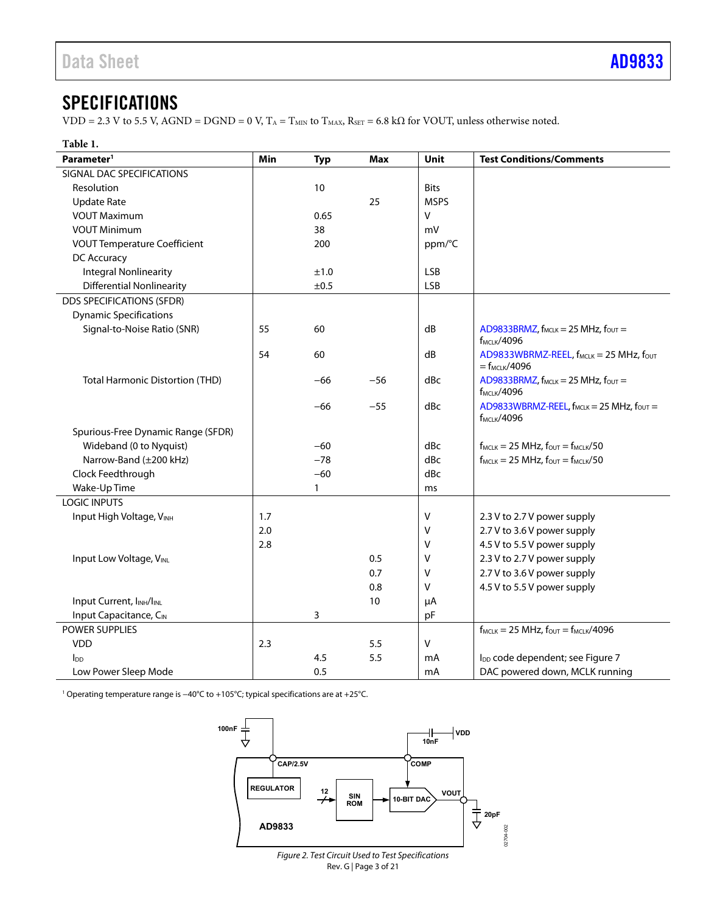# SPECIFICATIONS

VDD = 2.3 V to 5.5 V, AGND = DGND = 0 V, $T_A = T_{MIN}$ to $T_{MAX}$, $R_{SET}$ = 6.8 kΩ for VOUT, unless otherwise noted.

**Table 1.**

| Parameter[1] | Min | Typ | Max | Unit | Test Conditions/Comments |
|---|---|---|---|---|---|
| SIGNAL DAC SPECIFICATIONS | | | | | |
| Resolution | | 10 | | Bits | |
| Update Rate | | | 25 | MSPS | |
| VOUT Maximum | | 0.65 | | V | |
| VOUT Minimum | | 38 | | mV | |
| VOUT Temperature Coefficient | | 200 | | ppm/°C | |
| DC Accuracy | | | | | |
| Integral Nonlinearity | | ±1.0 | | LSB | |
| Differential Nonlinearity | | ±0.5 | | LSB | |
| DDS SPECIFICATIONS (SFDR) | | | | | |
| Dynamic Specifications | | | | | |
| Signal-to-Noise Ratio (SNR) | 55 | 60 | | dB | AD9833BRMZ, $f_{MCLK}$ = 25 MHz, $f_{OUT} = f_{MCLK}/4096$ |
| | 54 | 60 | | dB | AD9833WBRMZ-REEL, $f_{MCLK}$ = 25 MHz, $f_{OUT} = f_{MCLK}/4096$ |
| Total Harmonic Distortion (THD) | | −66 | −56 | dBc | AD9833BRMZ, $f_{MCLK}$ = 25 MHz, $f_{OUT} = f_{MCLK}/4096$ |
| | | −66 | −55 | dBc | AD9833WBRMZ-REEL, $f_{MCLK}$ = 25 MHz, $f_{OUT} = f_{MCLK}/4096$ |
| Spurious-Free Dynamic Range (SFDR) | | | | | |
| Wideband (0 to Nyquist) | | −60 | | dBc | $f_{MCLK}$ = 25 MHz, $f_{OUT} = f_{MCLK}/50$ |
| Narrow-Band (±200 kHz) | | −78 | | dBc | $f_{MCLK}$ = 25 MHz, $f_{OUT} = f_{MCLK}/50$ |
| Clock Feedthrough | | −60 | | dBc | |
| Wake-Up Time | | 1 | | ms | |
| LOGIC INPUTS | | | | | |
| Input High Voltage, $V_{INH}$ | 1.7 | | | V | 2.3 V to 2.7 V power supply |
| | 2.0 | | | V | 2.7 V to 3.6 V power supply |
| | 2.8 | | | V | 4.5 V to 5.5 V power supply |
| Input Low Voltage, $V_{INL}$ | | | 0.5 | V | 2.3 V to 2.7 V power supply |
| | | | 0.7 | V | 2.7 V to 3.6 V power supply |
| | | | 0.8 | V | 4.5 V to 5.5 V power supply |
| Input Current, $I_{INH}/I_{INL}$ | | | 10 | µA | |
| Input Capacitance, $C_{IN}$ | | 3 | | pF | |
| POWER SUPPLIES | | | | | $f_{MCLK}$ = 25 MHz, $f_{OUT} = f_{MCLK}/4096$ |
| VDD | 2.3 | | 5.5 | V | |
| $I_{DD}$ | | 4.5 | 5.5 | mA | $I_{DD}$ code dependent; see Figure 7 |
| Low Power Sleep Mode | | 0.5 | | mA | DAC powered down, MCLK running |

[1] Operating temperature range is −40°C to +105°C; typical specifications are at +25°C.

*Figure 2. Test Circuit Used to Test Specifications*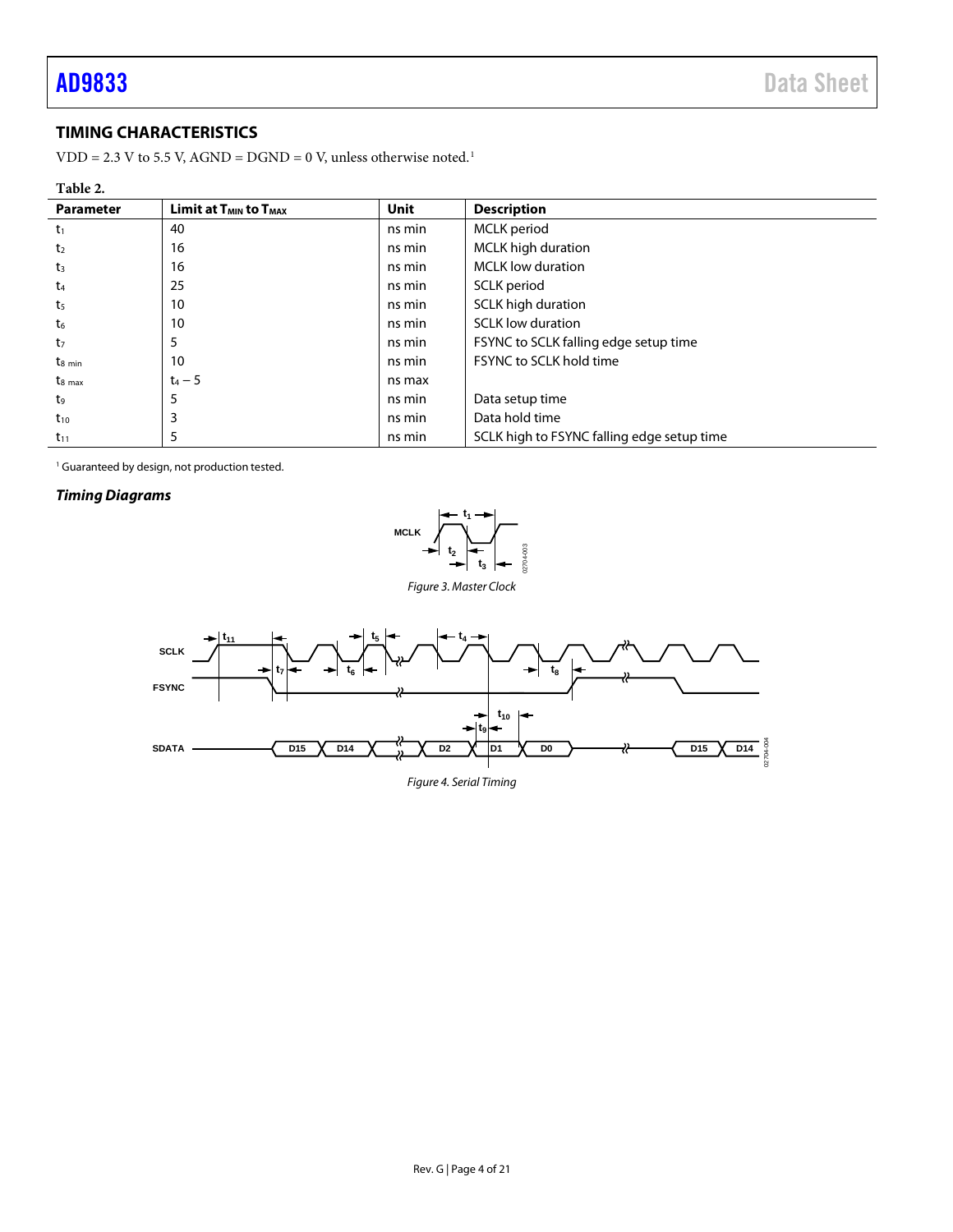## TIMING CHARACTERISTICS

VDD = 2.3 V to 5.5 V, AGND = DGND = 0 V, unless otherwise noted.[1]

**Table 2.**

| Parameter | Limit at $T_{MIN}$ to $T_{MAX}$ | Unit | Description |
|---|---|---|---|
| $t_1$ | 40 | ns min | MCLK period |
| $t_2$ | 16 | ns min | MCLK high duration |
| $t_3$ | 16 | ns min | MCLK low duration |
| $t_4$ | 25 | ns min | SCLK period |
| $t_5$ | 10 | ns min | SCLK high duration |
| $t_6$ | 10 | ns min | SCLK low duration |
| $t_7$ | 5 | ns min | FSYNC to SCLK falling edge setup time |
| $t_{8\ min}$ | 10 | ns min | FSYNC to SCLK hold time |
| $t_{8\ max}$ | $t_4 - 5$ | ns max | |
| $t_9$ | 5 | ns min | Data setup time |
| $t_{10}$ | 3 | ns min | Data hold time |
| $t_{11}$ | 5 | ns min | SCLK high to FSYNC falling edge setup time |

[1] Guaranteed by design, not production tested.

### *Timing Diagrams*

*Figure 3. Master Clock*

*Figure 4. Serial Timing*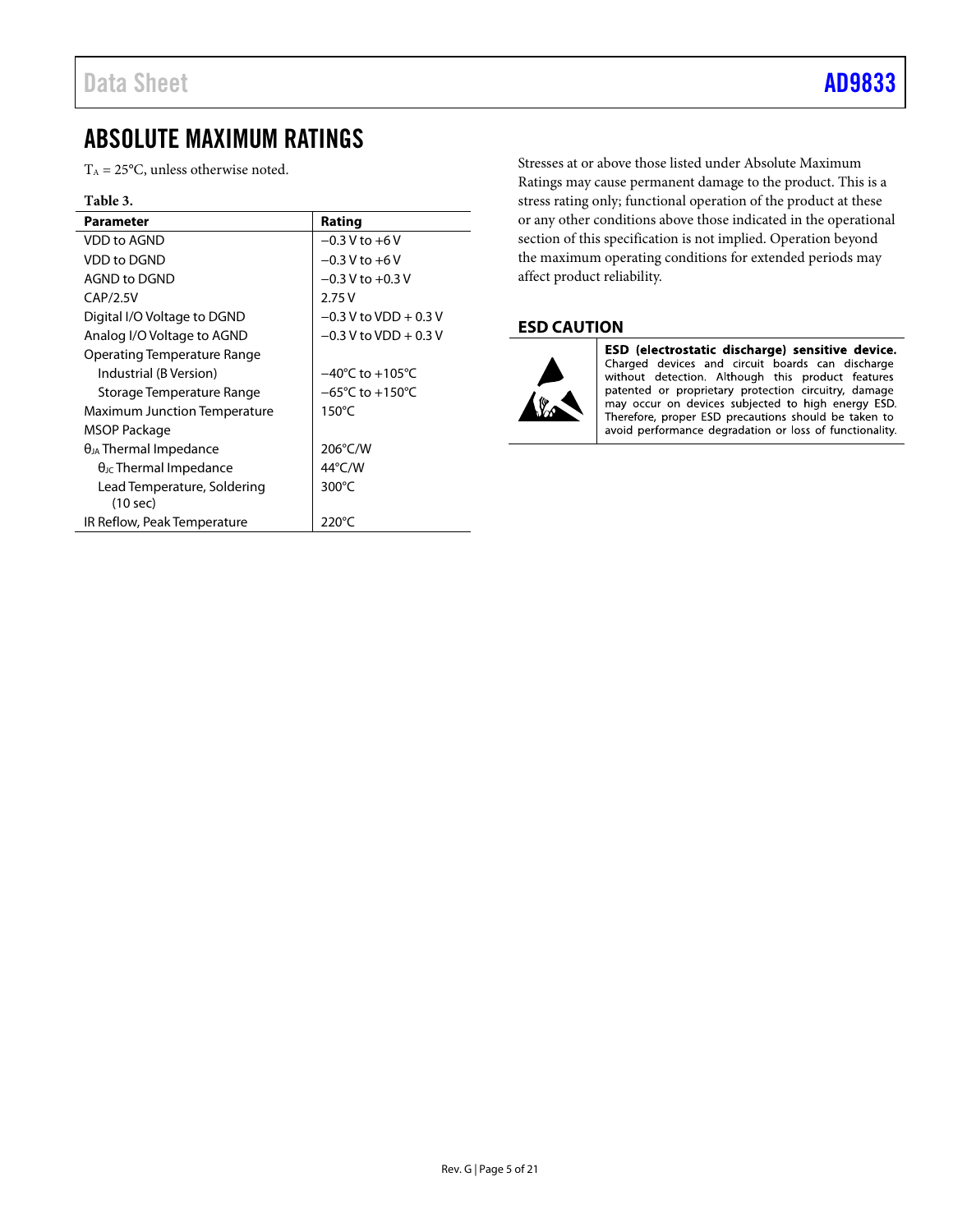# ABSOLUTE MAXIMUM RATINGS

$T_A$ = 25°C, unless otherwise noted.

**Table 3.**

| Parameter | Rating |
|---|---|
| VDD to AGND | −0.3 V to +6 V |
| VDD to DGND | −0.3 V to +6 V |
| AGND to DGND | −0.3 V to +0.3 V |
| CAP/2.5V | 2.75 V |
| Digital I/O Voltage to DGND | −0.3 V to VDD + 0.3 V |
| Analog I/O Voltage to AGND | −0.3 V to VDD + 0.3 V |
| Operating Temperature Range | |
| Industrial (B Version) | −40°C to +105°C |
| Storage Temperature Range | −65°C to +150°C |
| Maximum Junction Temperature | 150°C |
| MSOP Package | |
| $\theta_{JA}$ Thermal Impedance | 206°C/W |
| $\theta_{JC}$ Thermal Impedance | 44°C/W |
| Lead Temperature, Soldering (10 sec) | 300°C |
| IR Reflow, Peak Temperature | 220°C |

Stresses at or above those listed under Absolute Maximum Ratings may cause permanent damage to the product. This is a stress rating only; functional operation of the product at these or any other conditions above those indicated in the operational section of this specification is not implied. Operation beyond the maximum operating conditions for extended periods may affect product reliability.

## ESD CAUTION

**ESD (electrostatic discharge) sensitive device.** Charged devices and circuit boards can discharge without detection. Although this product features patented or proprietary protection circuitry, damage may occur on devices subjected to high energy ESD. Therefore, proper ESD precautions should be taken to avoid performance degradation or loss of functionality.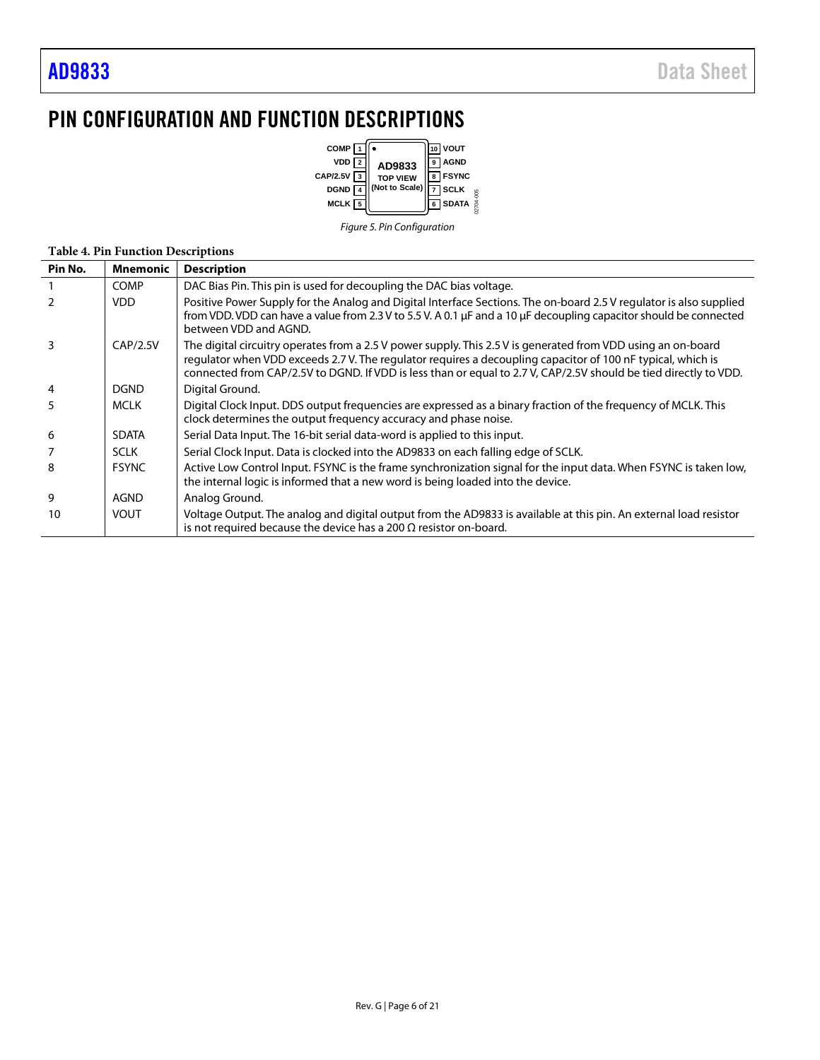# PIN CONFIGURATION AND FUNCTION DESCRIPTIONS

*Figure 5. Pin Configuration*

**Table 4. Pin Function Descriptions**

| Pin No. | Mnemonic | Description |
|---|---|---|
| 1 | COMP | DAC Bias Pin. This pin is used for decoupling the DAC bias voltage. |
| 2 | VDD | Positive Power Supply for the Analog and Digital Interface Sections. The on-board 2.5 V regulator is also supplied from VDD. VDD can have a value from 2.3 V to 5.5 V. A 0.1 μF and a 10 μF decoupling capacitor should be connected between VDD and AGND. |
| 3 | CAP/2.5V | The digital circuitry operates from a 2.5 V power supply. This 2.5 V is generated from VDD using an on-board regulator when VDD exceeds 2.7 V. The regulator requires a decoupling capacitor of 100 nF typical, which is connected from CAP/2.5V to DGND. If VDD is less than or equal to 2.7 V, CAP/2.5V should be tied directly to VDD. |
| 4 | DGND | Digital Ground. |
| 5 | MCLK | Digital Clock Input. DDS output frequencies are expressed as a binary fraction of the frequency of MCLK. This clock determines the output frequency accuracy and phase noise. |
| 6 | SDATA | Serial Data Input. The 16-bit serial data-word is applied to this input. |
| 7 | SCLK | Serial Clock Input. Data is clocked into the AD9833 on each falling edge of SCLK. |
| 8 | FSYNC | Active Low Control Input. FSYNC is the frame synchronization signal for the input data. When FSYNC is taken low, the internal logic is informed that a new word is being loaded into the device. |
| 9 | AGND | Analog Ground. |
| 10 | VOUT | Voltage Output. The analog and digital output from the AD9833 is available at this pin. An external load resistor is not required because the device has a 200 Ω resistor on-board. |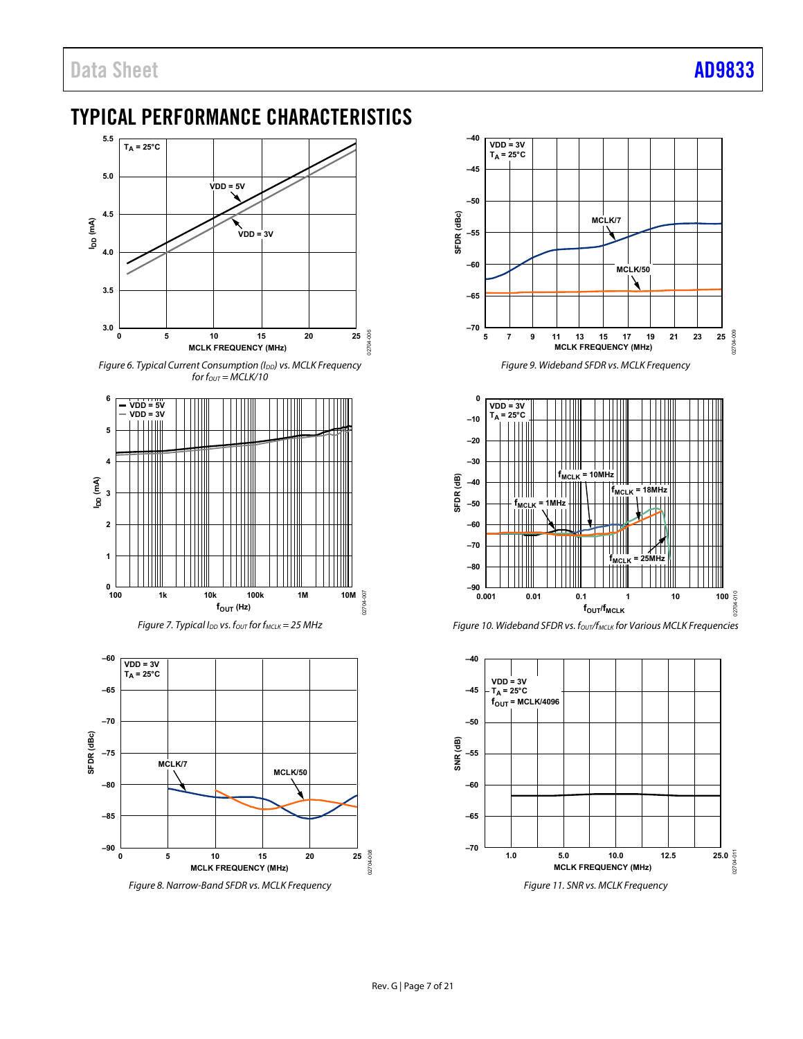# TYPICAL PERFORMANCE CHARACTERISTICS

*Figure 6. Typical Current Consumption ($I_{DD}$) vs. MCLK Frequency for $f_{OUT}$ = MCLK/10*

*Figure 7. Typical $I_{DD}$ vs. $f_{OUT}$ for $f_{MCLK}$ = 25 MHz*

*Figure 8. Narrow-Band SFDR vs. MCLK Frequency*

*Figure 9. Wideband SFDR vs. MCLK Frequency*

*Figure 10. Wideband SFDR vs. $f_{OUT}/f_{MCLK}$ for Various MCLK Frequencies*

*Figure 11. SNR vs. MCLK Frequency*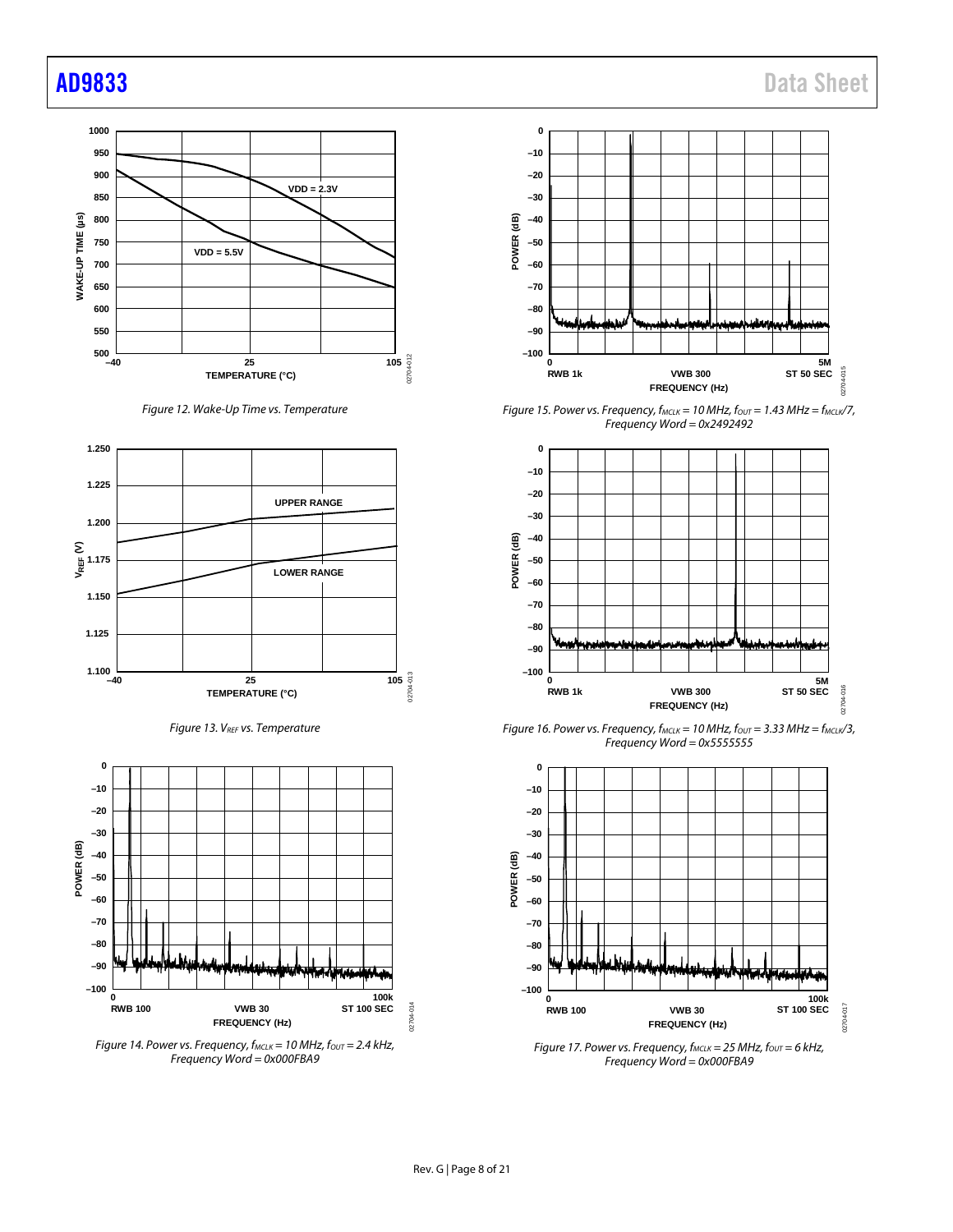Figure 12. Wake-Up Time vs. Temperature

Figure 13. $V_{REF}$ vs. Temperature

Figure 14. Power vs. Frequency, $f_{MCLK}$ = 10 MHz, $f_{OUT}$ = 2.4 kHz, Frequency Word = 0x000FBA9

Figure 15. Power vs. Frequency, $f_{MCLK}$ = 10 MHz, $f_{OUT}$ = 1.43 MHz = $f_{MCLK}$/7, Frequency Word = 0x2492492

Figure 16. Power vs. Frequency, $f_{MCLK}$ = 10 MHz, $f_{OUT}$ = 3.33 MHz = $f_{MCLK}$/3, Frequency Word = 0x5555555

Figure 17. Power vs. Frequency, $f_{MCLK}$ = 25 MHz, $f_{OUT}$ = 6 kHz, Frequency Word = 0x000FBA9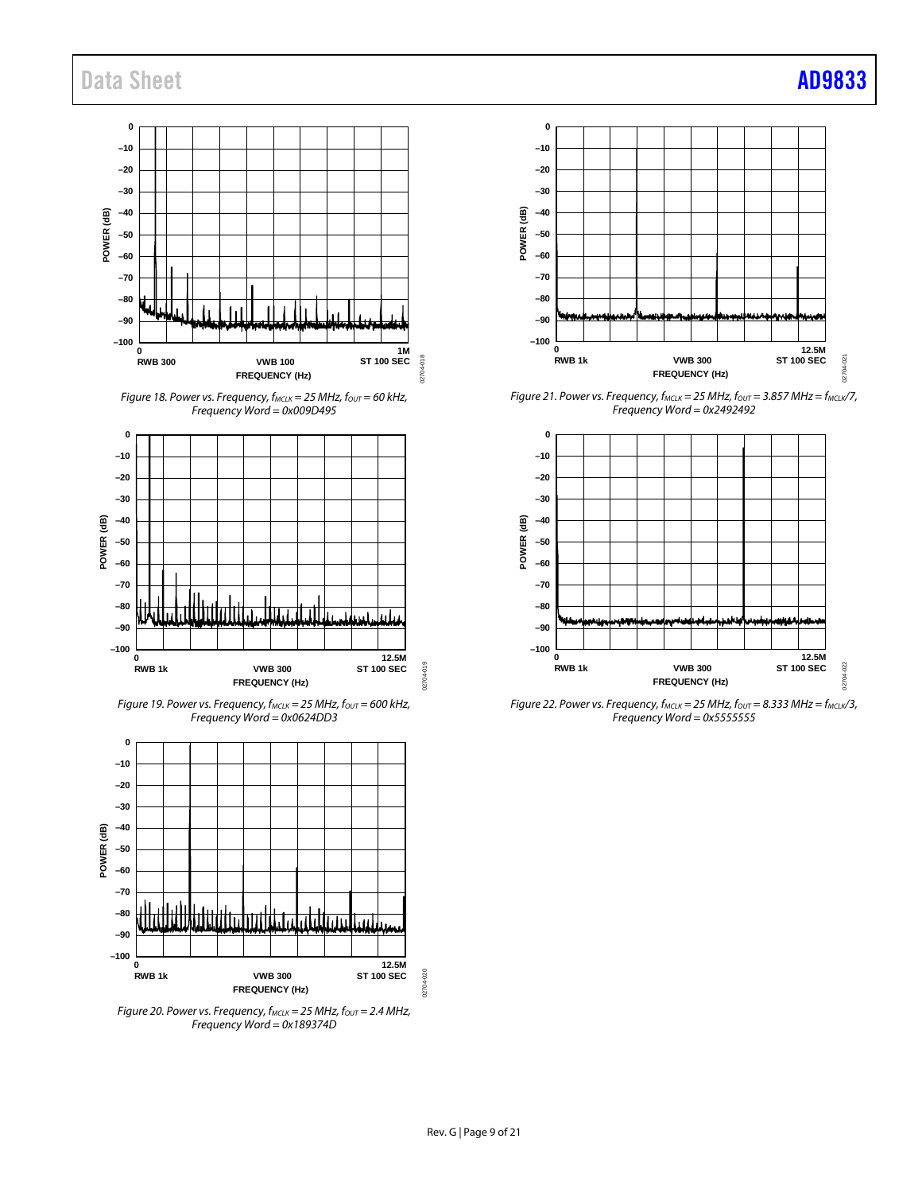Figure 18. Power vs. Frequency, $f_{MCLK}$ = 25 MHz, $f_{OUT}$ = 60 kHz, Frequency Word = 0x009D495

Figure 19. Power vs. Frequency, $f_{MCLK}$ = 25 MHz, $f_{OUT}$ = 600 kHz, Frequency Word = 0x0624DD3

Figure 20. Power vs. Frequency, $f_{MCLK}$ = 25 MHz, $f_{OUT}$ = 2.4 MHz, Frequency Word = 0x189374D

Figure 21. Power vs. Frequency, $f_{MCLK}$ = 25 MHz, $f_{OUT}$ = 3.857 MHz = $f_{MCLK}$/7, Frequency Word = 0x2492492

Figure 22. Power vs. Frequency, $f_{MCLK}$ = 25 MHz, $f_{OUT}$ = 8.333 MHz = $f_{MCLK}$/3, Frequency Word = 0x5555555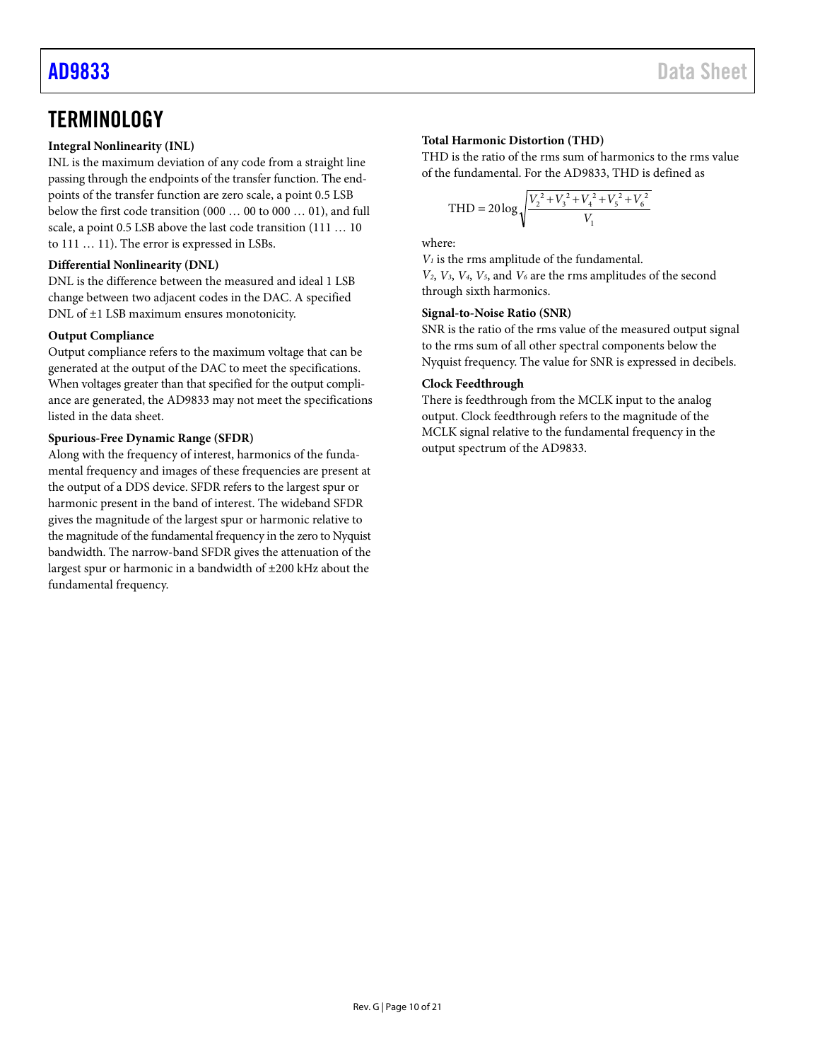# TERMINOLOGY

**Integral Nonlinearity (INL)**

INL is the maximum deviation of any code from a straight line passing through the endpoints of the transfer function. The endpoints of the transfer function are zero scale, a point 0.5 LSB below the first code transition (000 … 00 to 000 … 01), and full scale, a point 0.5 LSB above the last code transition (111 … 10 to 111 … 11). The error is expressed in LSBs.

**Differential Nonlinearity (DNL)**

DNL is the difference between the measured and ideal 1 LSB change between two adjacent codes in the DAC. A specified DNL of ±1 LSB maximum ensures monotonicity.

**Output Compliance**

Output compliance refers to the maximum voltage that can be generated at the output of the DAC to meet the specifications. When voltages greater than that specified for the output compliance are generated, the AD9833 may not meet the specifications listed in the data sheet.

**Spurious-Free Dynamic Range (SFDR)**

Along with the frequency of interest, harmonics of the fundamental frequency and images of these frequencies are present at the output of a DDS device. SFDR refers to the largest spur or harmonic present in the band of interest. The wideband SFDR gives the magnitude of the largest spur or harmonic relative to the magnitude of the fundamental frequency in the zero to Nyquist bandwidth. The narrow-band SFDR gives the attenuation of the largest spur or harmonic in a bandwidth of ±200 kHz about the fundamental frequency.

**Total Harmonic Distortion (THD)**

THD is the ratio of the rms sum of harmonics to the rms value of the fundamental. For the AD9833, THD is defined as

$$\text{THD} = 20\log\sqrt{\frac{V_2^2 + V_3^2 + V_4^2 + V_5^2 + V_6^2}{V_1}}$$

where:

$V_1$ is the rms amplitude of the fundamental.

$V_2$, $V_3$, $V_4$, $V_5$, and $V_6$ are the rms amplitudes of the second through sixth harmonics.

**Signal-to-Noise Ratio (SNR)**

SNR is the ratio of the rms value of the measured output signal to the rms sum of all other spectral components below the Nyquist frequency. The value for SNR is expressed in decibels.

**Clock Feedthrough**

There is feedthrough from the MCLK input to the analog output. Clock feedthrough refers to the magnitude of the MCLK signal relative to the fundamental frequency in the output spectrum of the AD9833.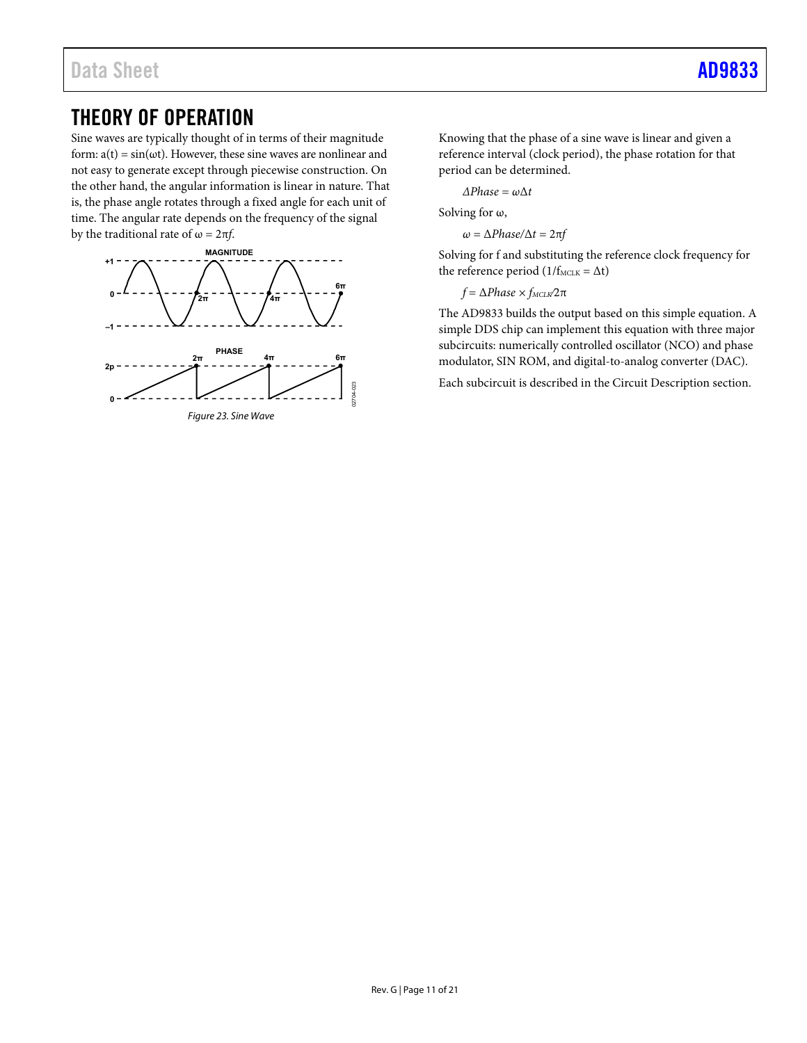# THEORY OF OPERATION

Sine waves are typically thought of in terms of their magnitude form: $a(t) = \sin(\omega t)$. However, these sine waves are nonlinear and not easy to generate except through piecewise construction. On the other hand, the angular information is linear in nature. That is, the phase angle rotates through a fixed angle for each unit of time. The angular rate depends on the frequency of the signal by the traditional rate of $\omega = 2\pi f$.

Figure 23. Sine Wave

Knowing that the phase of a sine wave is linear and given a reference interval (clock period), the phase rotation for that period can be determined.

$$\Delta Phase = \omega \Delta t$$

Solving for ω,

$$\omega = \Delta Phase/\Delta t = 2\pi f$$

Solving for f and substituting the reference clock frequency for the reference period ($1/f_{MCLK} = \Delta t$)

$$f = \Delta Phase \times f_{MCLK}/2\pi$$

The AD9833 builds the output based on this simple equation. A simple DDS chip can implement this equation with three major subcircuits: numerically controlled oscillator (NCO) and phase modulator, SIN ROM, and digital-to-analog converter (DAC).

Each subcircuit is described in the Circuit Description section.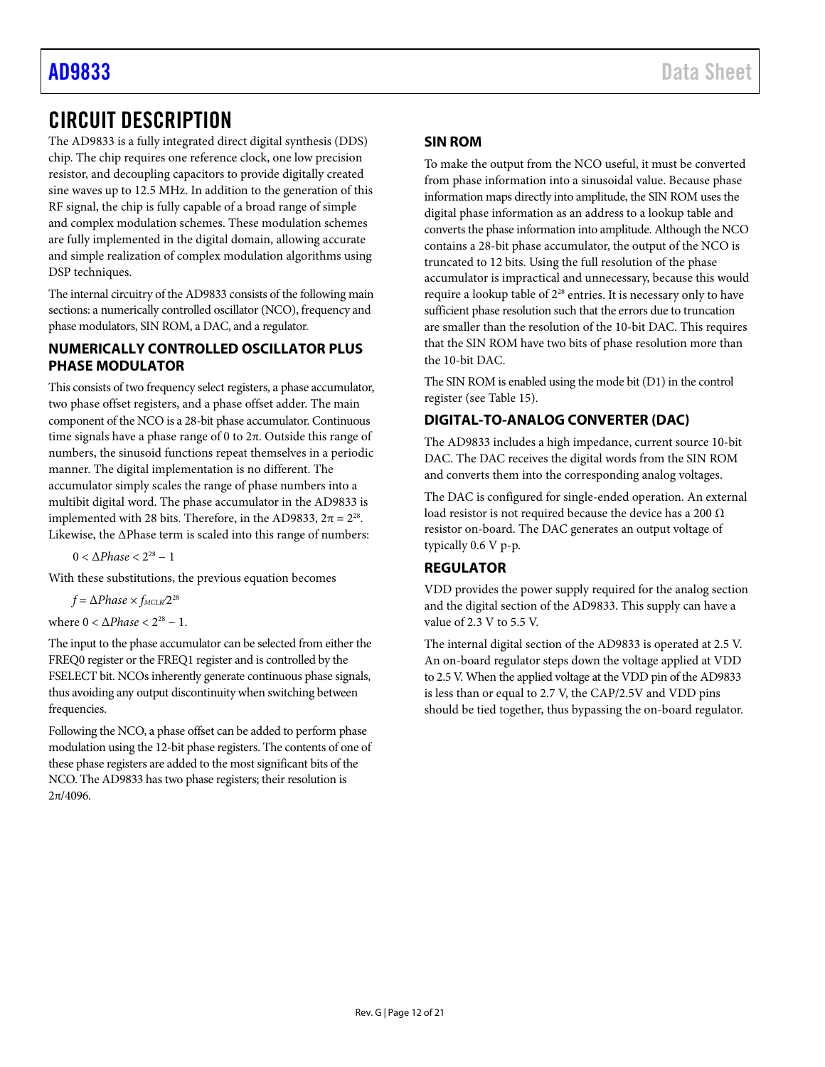# CIRCUIT DESCRIPTION

The AD9833 is a fully integrated direct digital synthesis (DDS) chip. The chip requires one reference clock, one low precision resistor, and decoupling capacitors to provide digitally created sine waves up to 12.5 MHz. In addition to the generation of this RF signal, the chip is fully capable of a broad range of simple and complex modulation schemes. These modulation schemes are fully implemented in the digital domain, allowing accurate and simple realization of complex modulation algorithms using DSP techniques.

The internal circuitry of the AD9833 consists of the following main sections: a numerically controlled oscillator (NCO), frequency and phase modulators, SIN ROM, a DAC, and a regulator.

## NUMERICALLY CONTROLLED OSCILLATOR PLUS PHASE MODULATOR

This consists of two frequency select registers, a phase accumulator, two phase offset registers, and a phase offset adder. The main component of the NCO is a 28-bit phase accumulator. Continuous time signals have a phase range of 0 to 2π. Outside this range of numbers, the sinusoid functions repeat themselves in a periodic manner. The digital implementation is no different. The accumulator simply scales the range of phase numbers into a multibit digital word. The phase accumulator in the AD9833 is implemented with 28 bits. Therefore, in the AD9833, $2\pi = 2^{28}$. Likewise, the ΔPhase term is scaled into this range of numbers:

$$0 < \Delta Phase < 2^{28} - 1$$

With these substitutions, the previous equation becomes

$$f = \Delta Phase \times f_{MCLK}/2^{28}$$

where $0 < \Delta Phase < 2^{28} - 1$.

The input to the phase accumulator can be selected from either the FREQ0 register or the FREQ1 register and is controlled by the FSELECT bit. NCOs inherently generate continuous phase signals, thus avoiding any output discontinuity when switching between frequencies.

Following the NCO, a phase offset can be added to perform phase modulation using the 12-bit phase registers. The contents of one of these phase registers are added to the most significant bits of the NCO. The AD9833 has two phase registers; their resolution is 2π/4096.

## SIN ROM

To make the output from the NCO useful, it must be converted from phase information into a sinusoidal value. Because phase information maps directly into amplitude, the SIN ROM uses the digital phase information as an address to a lookup table and converts the phase information into amplitude. Although the NCO contains a 28-bit phase accumulator, the output of the NCO is truncated to 12 bits. Using the full resolution of the phase accumulator is impractical and unnecessary, because this would require a lookup table of $2^{28}$ entries. It is necessary only to have sufficient phase resolution such that the errors due to truncation are smaller than the resolution of the 10-bit DAC. This requires that the SIN ROM have two bits of phase resolution more than the 10-bit DAC.

The SIN ROM is enabled using the mode bit (D1) in the control register (see Table 15).

## DIGITAL-TO-ANALOG CONVERTER (DAC)

The AD9833 includes a high impedance, current source 10-bit DAC. The DAC receives the digital words from the SIN ROM and converts them into the corresponding analog voltages.

The DAC is configured for single-ended operation. An external load resistor is not required because the device has a 200 Ω resistor on-board. The DAC generates an output voltage of typically 0.6 V p-p.

## REGULATOR

VDD provides the power supply required for the analog section and the digital section of the AD9833. This supply can have a value of 2.3 V to 5.5 V.

The internal digital section of the AD9833 is operated at 2.5 V. An on-board regulator steps down the voltage applied at VDD to 2.5 V. When the applied voltage at the VDD pin of the AD9833 is less than or equal to 2.7 V, the CAP/2.5V and VDD pins should be tied together, thus bypassing the on-board regulator.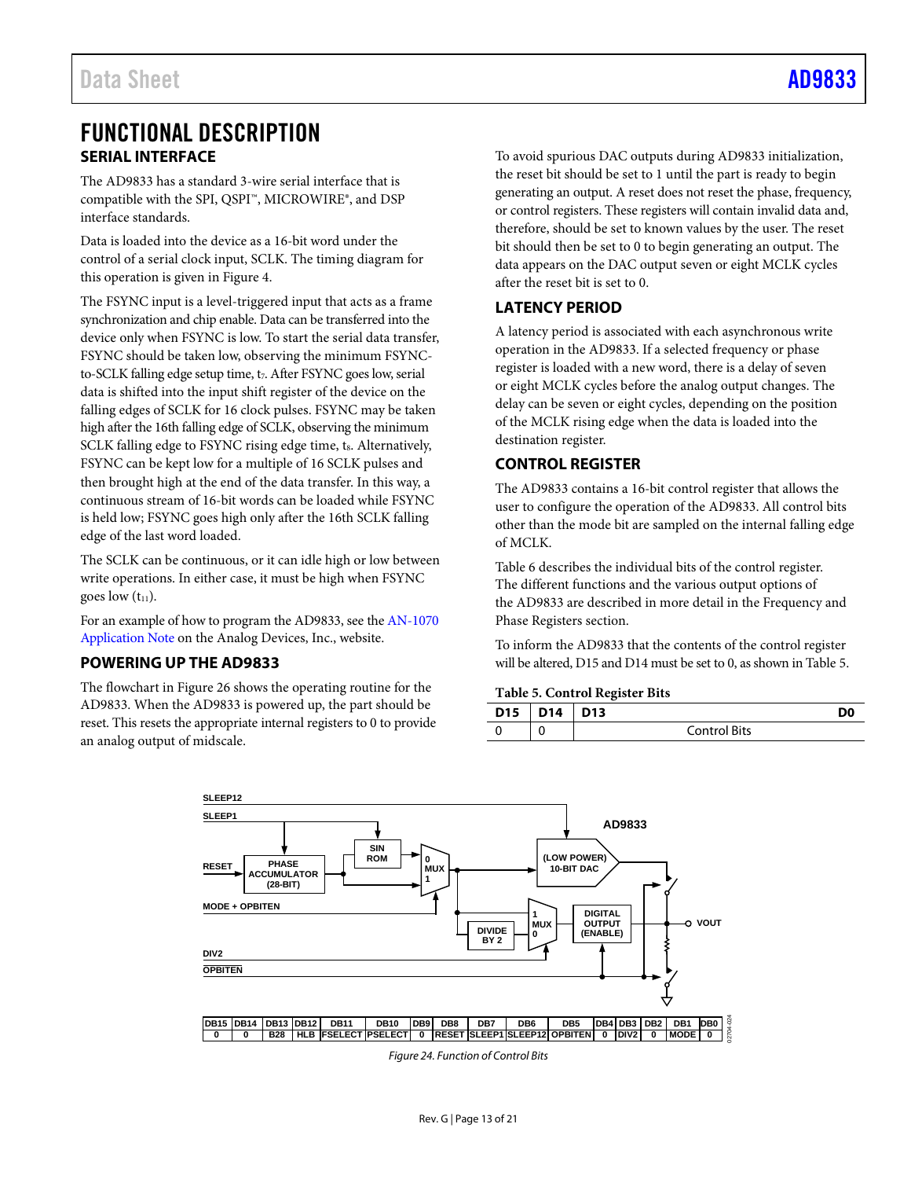# FUNCTIONAL DESCRIPTION

## SERIAL INTERFACE

The AD9833 has a standard 3-wire serial interface that is compatible with the SPI, QSPI™, MICROWIRE®, and DSP interface standards.

Data is loaded into the device as a 16-bit word under the control of a serial clock input, SCLK. The timing diagram for this operation is given in Figure 4.

The FSYNC input is a level-triggered input that acts as a frame synchronization and chip enable. Data can be transferred into the device only when FSYNC is low. To start the serial data transfer, FSYNC should be taken low, observing the minimum FSYNC-to-SCLK falling edge setup time, $t_7$. After FSYNC goes low, serial data is shifted into the input shift register of the device on the falling edges of SCLK for 16 clock pulses. FSYNC may be taken high after the 16th falling edge of SCLK, observing the minimum SCLK falling edge to FSYNC rising edge time, $t_8$. Alternatively, FSYNC can be kept low for a multiple of 16 SCLK pulses and then brought high at the end of the data transfer. In this way, a continuous stream of 16-bit words can be loaded while FSYNC is held low; FSYNC goes high only after the 16th SCLK falling edge of the last word loaded.

The SCLK can be continuous, or it can idle high or low between write operations. In either case, it must be high when FSYNC goes low ($t_{11}$).

For an example of how to program the AD9833, see the AN-1070 Application Note on the Analog Devices, Inc., website.

## POWERING UP THE AD9833

The flowchart in Figure 26 shows the operating routine for the AD9833. When the AD9833 is powered up, the part should be reset. This resets the appropriate internal registers to 0 to provide an analog output of midscale.

To avoid spurious DAC outputs during AD9833 initialization, the reset bit should be set to 1 until the part is ready to begin generating an output. A reset does not reset the phase, frequency, or control registers. These registers will contain invalid data and, therefore, should be set to known values by the user. The reset bit should then be set to 0 to begin generating an output. The data appears on the DAC output seven or eight MCLK cycles after the reset bit is set to 0.

## LATENCY PERIOD

A latency period is associated with each asynchronous write operation in the AD9833. If a selected frequency or phase register is loaded with a new word, there is a delay of seven or eight MCLK cycles before the analog output changes. The delay can be seven or eight cycles, depending on the position of the MCLK rising edge when the data is loaded into the destination register.

## CONTROL REGISTER

The AD9833 contains a 16-bit control register that allows the user to configure the operation of the AD9833. All control bits other than the mode bit are sampled on the internal falling edge of MCLK.

Table 6 describes the individual bits of the control register. The different functions and the various output options of the AD9833 are described in more detail in the Frequency and Phase Registers section.

To inform the AD9833 that the contents of the control register will be altered, D15 and D14 must be set to 0, as shown in Table 5.

**Table 5. Control Register Bits**

| D15 | D14 | D13 … D0 |
|---|---|---|
| 0 | 0 | Control Bits |

| DB15 | DB14 | DB13 | DB12 | DB11 | DB10 | DB9 | DB8 | DB7 | DB6 | DB5 | DB4 | DB3 | DB2 | DB1 | DB0 |
|---|---|---|---|---|---|---|---|---|---|---|---|---|---|---|---|
| 0 | 0 | B28 | HLB | FSELECT | PSELECT | 0 | RESET | SLEEP1 | SLEEP12 | OPBITEN | 0 | DIV2 | 0 | MODE | 0 |

*Figure 24. Function of Control Bits*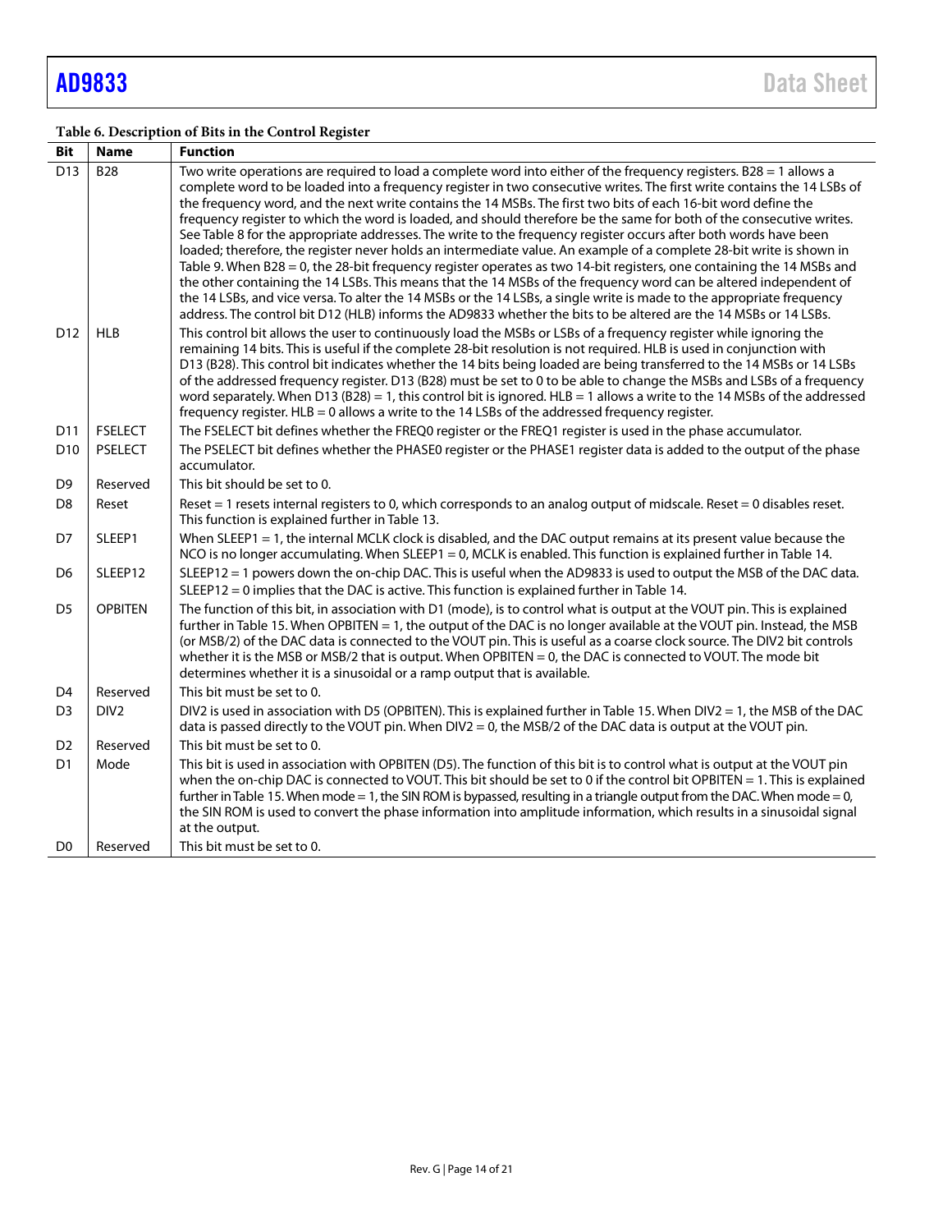**Table 6. Description of Bits in the Control Register**

| Bit | Name | Function |
|---|---|---|
| D13 | B28 | Two write operations are required to load a complete word into either of the frequency registers. B28 = 1 allows a complete word to be loaded into a frequency register in two consecutive writes. The first write contains the 14 LSBs of the frequency word, and the next write contains the 14 MSBs. The first two bits of each 16-bit word define the frequency register to which the word is loaded, and should therefore be the same for both of the consecutive writes. See Table 8 for the appropriate addresses. The write to the frequency register occurs after both words have been loaded; therefore, the register never holds an intermediate value. An example of a complete 28-bit write is shown in Table 9. When B28 = 0, the 28-bit frequency register operates as two 14-bit registers, one containing the 14 MSBs and the other containing the 14 LSBs. This means that the 14 MSBs of the frequency word can be altered independent of the 14 LSBs, and vice versa. To alter the 14 MSBs or the 14 LSBs, a single write is made to the appropriate frequency address. The control bit D12 (HLB) informs the AD9833 whether the bits to be altered are the 14 MSBs or 14 LSBs. |
| D12 | HLB | This control bit allows the user to continuously load the MSBs or LSBs of a frequency register while ignoring the remaining 14 bits. This is useful if the complete 28-bit resolution is not required. HLB is used in conjunction with D13 (B28). This control bit indicates whether the 14 bits being loaded are being transferred to the 14 MSBs or 14 LSBs of the addressed frequency register. D13 (B28) must be set to 0 to be able to change the MSBs and LSBs of a frequency word separately. When D13 (B28) = 1, this control bit is ignored. HLB = 1 allows a write to the 14 MSBs of the addressed frequency register. HLB = 0 allows a write to the 14 LSBs of the addressed frequency register. |
| D11 | FSELECT | The FSELECT bit defines whether the FREQ0 register or the FREQ1 register is used in the phase accumulator. |
| D10 | PSELECT | The PSELECT bit defines whether the PHASE0 register or the PHASE1 register data is added to the output of the phase accumulator. |
| D9 | Reserved | This bit should be set to 0. |
| D8 | Reset | Reset = 1 resets internal registers to 0, which corresponds to an analog output of midscale. Reset = 0 disables reset. This function is explained further in Table 13. |
| D7 | SLEEP1 | When SLEEP1 = 1, the internal MCLK clock is disabled, and the DAC output remains at its present value because the NCO is no longer accumulating. When SLEEP1 = 0, MCLK is enabled. This function is explained further in Table 14. |
| D6 | SLEEP12 | SLEEP12 = 1 powers down the on-chip DAC. This is useful when the AD9833 is used to output the MSB of the DAC data. SLEEP12 = 0 implies that the DAC is active. This function is explained further in Table 14. |
| D5 | OPBITEN | The function of this bit, in association with D1 (mode), is to control what is output at the VOUT pin. This is explained further in Table 15. When OPBITEN = 1, the output of the DAC is no longer available at the VOUT pin. Instead, the MSB (or MSB/2) of the DAC data is connected to the VOUT pin. This is useful as a coarse clock source. The DIV2 bit controls whether it is the MSB or MSB/2 that is output. When OPBITEN = 0, the DAC is connected to VOUT. The mode bit determines whether it is a sinusoidal or a ramp output that is available. |
| D4 | Reserved | This bit must be set to 0. |
| D3 | DIV2 | DIV2 is used in association with D5 (OPBITEN). This is explained further in Table 15. When DIV2 = 1, the MSB of the DAC data is passed directly to the VOUT pin. When DIV2 = 0, the MSB/2 of the DAC data is output at the VOUT pin. |
| D2 | Reserved | This bit must be set to 0. |
| D1 | Mode | This bit is used in association with OPBITEN (D5). The function of this bit is to control what is output at the VOUT pin when the on-chip DAC is connected to VOUT. This bit should be set to 0 if the control bit OPBITEN = 1. This is explained further in Table 15. When mode = 1, the SIN ROM is bypassed, resulting in a triangle output from the DAC. When mode = 0, the SIN ROM is used to convert the phase information into amplitude information, which results in a sinusoidal signal at the output. |
| D0 | Reserved | This bit must be set to 0. |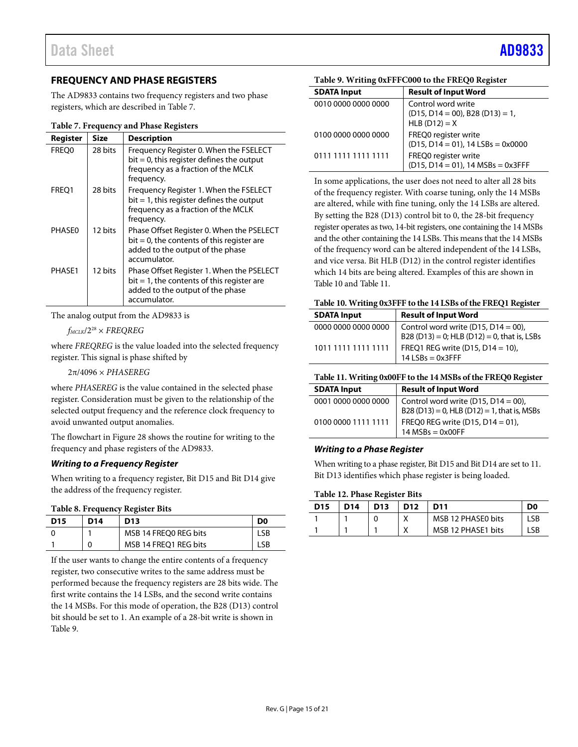## FREQUENCY AND PHASE REGISTERS

The AD9833 contains two frequency registers and two phase registers, which are described in Table 7.

**Table 7. Frequency and Phase Registers**

| Register | Size | Description |
|---|---|---|
| FREQ0 | 28 bits | Frequency Register 0. When the FSELECT bit = 0, this register defines the output frequency as a fraction of the MCLK frequency. |
| FREQ1 | 28 bits | Frequency Register 1. When the FSELECT bit = 1, this register defines the output frequency as a fraction of the MCLK frequency. |
| PHASE0 | 12 bits | Phase Offset Register 0. When the PSELECT bit = 0, the contents of this register are added to the output of the phase accumulator. |
| PHASE1 | 12 bits | Phase Offset Register 1. When the PSELECT bit = 1, the contents of this register are added to the output of the phase accumulator. |

The analog output from the AD9833 is

$$f_{MCLK}/2^{28} \times FREQREG$$

where *FREQREG* is the value loaded into the selected frequency register. This signal is phase shifted by

$$2\pi/4096 \times PHASEREG$$

where *PHASEREG* is the value contained in the selected phase register. Consideration must be given to the relationship of the selected output frequency and the reference clock frequency to avoid unwanted output anomalies.

The flowchart in Figure 28 shows the routine for writing to the frequency and phase registers of the AD9833.

### *Writing to a Frequency Register*

When writing to a frequency register, Bit D15 and Bit D14 give the address of the frequency register.

**Table 8. Frequency Register Bits**

| D15 | D14 | D13 | D0 |
|---|---|---|---|
| 0 | 1 | MSB 14 FREQ0 REG bits | LSB |
| 1 | 0 | MSB 14 FREQ1 REG bits | LSB |

If the user wants to change the entire contents of a frequency register, two consecutive writes to the same address must be performed because the frequency registers are 28 bits wide. The first write contains the 14 LSBs, and the second write contains the 14 MSBs. For this mode of operation, the B28 (D13) control bit should be set to 1. An example of a 28-bit write is shown in Table 9.

**Table 9. Writing 0xFFFC000 to the FREQ0 Register**

| SDATA Input | Result of Input Word |
|---|---|
| 0010 0000 0000 0000 | Control word write (D15, D14 = 00), B28 (D13) = 1, HLB (D12) = X |
| 0100 0000 0000 0000 | FREQ0 register write (D15, D14 = 01), 14 LSBs = 0x0000 |
| 0111 1111 1111 1111 | FREQ0 register write (D15, D14 = 01), 14 MSBs = 0x3FFF |

In some applications, the user does not need to alter all 28 bits of the frequency register. With coarse tuning, only the 14 MSBs are altered, while with fine tuning, only the 14 LSBs are altered. By setting the B28 (D13) control bit to 0, the 28-bit frequency register operates as two, 14-bit registers, one containing the 14 MSBs and the other containing the 14 LSBs. This means that the 14 MSBs of the frequency word can be altered independent of the 14 LSBs, and vice versa. Bit HLB (D12) in the control register identifies which 14 bits are being altered. Examples of this are shown in Table 10 and Table 11.

**Table 10. Writing 0x3FFF to the 14 LSBs of the FREQ1 Register**

| SDATA Input | Result of Input Word |
|---|---|
| 0000 0000 0000 0000 | Control word write (D15, D14 = 00), B28 (D13) = 0; HLB (D12) = 0, that is, LSBs |
| 1011 1111 1111 1111 | FREQ1 REG write (D15, D14 = 10), 14 LSBs = 0x3FFF |

**Table 11. Writing 0x00FF to the 14 MSBs of the FREQ0 Register**

| SDATA Input | Result of Input Word |
|---|---|
| 0001 0000 0000 0000 | Control word write (D15, D14 = 00), B28 (D13) = 0, HLB (D12) = 1, that is, MSBs |
| 0100 0000 1111 1111 | FREQ0 REG write (D15, D14 = 01), 14 MSBs = 0x00FF |

### *Writing to a Phase Register*

When writing to a phase register, Bit D15 and Bit D14 are set to 11. Bit D13 identifies which phase register is being loaded.

**Table 12. Phase Register Bits**

| D15 | D14 | D13 | D12 | D11 | D0 |
|---|---|---|---|---|---|
| 1 | 1 | 0 | X | MSB 12 PHASE0 bits | LSB |
| 1 | 1 | 1 | X | MSB 12 PHASE1 bits | LSB |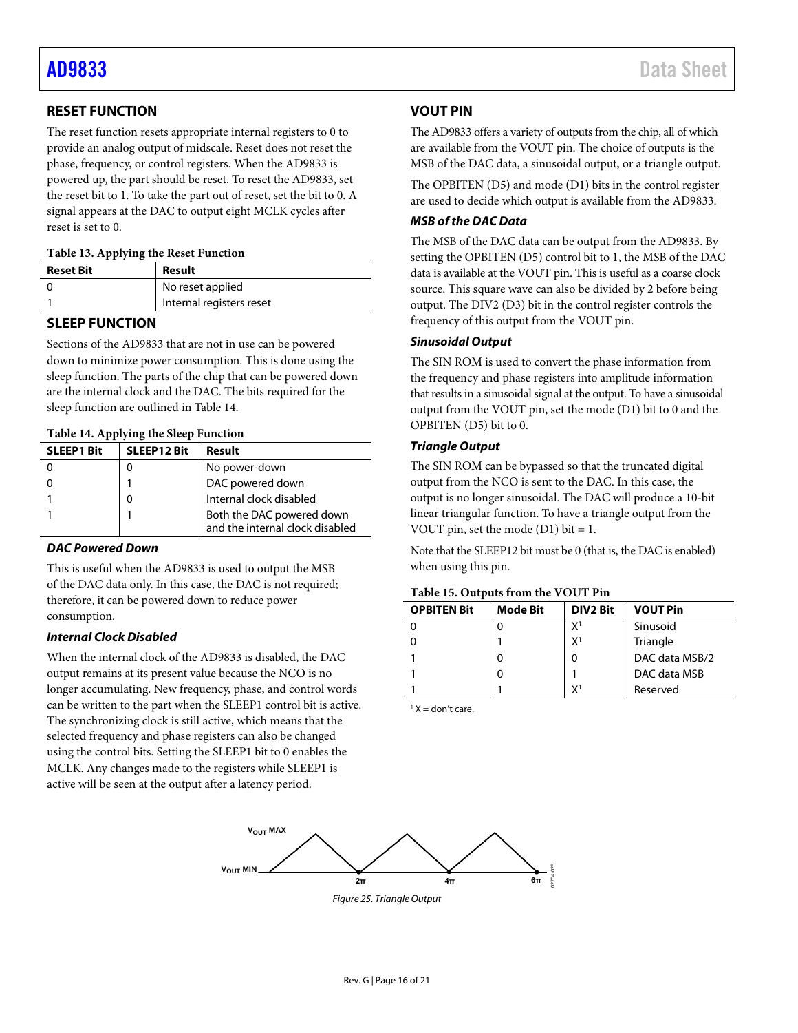## RESET FUNCTION

The reset function resets appropriate internal registers to 0 to provide an analog output of midscale. Reset does not reset the phase, frequency, or control registers. When the AD9833 is powered up, the part should be reset. To reset the AD9833, set the reset bit to 1. To take the part out of reset, set the bit to 0. A signal appears at the DAC to output eight MCLK cycles after reset is set to 0.

**Table 13. Applying the Reset Function**

| Reset Bit | Result |
|---|---|
| 0 | No reset applied |
| 1 | Internal registers reset |

## SLEEP FUNCTION

Sections of the AD9833 that are not in use can be powered down to minimize power consumption. This is done using the sleep function. The parts of the chip that can be powered down are the internal clock and the DAC. The bits required for the sleep function are outlined in Table 14.

**Table 14. Applying the Sleep Function**

| SLEEP1 Bit | SLEEP12 Bit | Result |
|---|---|---|
| 0 | 0 | No power-down |
| 0 | 1 | DAC powered down |
| 1 | 0 | Internal clock disabled |
| 1 | 1 | Both the DAC powered down and the internal clock disabled |

### *DAC Powered Down*

This is useful when the AD9833 is used to output the MSB of the DAC data only. In this case, the DAC is not required; therefore, it can be powered down to reduce power consumption.

### *Internal Clock Disabled*

When the internal clock of the AD9833 is disabled, the DAC output remains at its present value because the NCO is no longer accumulating. New frequency, phase, and control words can be written to the part when the SLEEP1 control bit is active. The synchronizing clock is still active, which means that the selected frequency and phase registers can also be changed using the control bits. Setting the SLEEP1 bit to 0 enables the MCLK. Any changes made to the registers while SLEEP1 is active will be seen at the output after a latency period.

## VOUT PIN

The AD9833 offers a variety of outputs from the chip, all of which are available from the VOUT pin. The choice of outputs is the MSB of the DAC data, a sinusoidal output, or a triangle output.

The OPBITEN (D5) and mode (D1) bits in the control register are used to decide which output is available from the AD9833.

### *MSB of the DAC Data*

The MSB of the DAC data can be output from the AD9833. By setting the OPBITEN (D5) control bit to 1, the MSB of the DAC data is available at the VOUT pin. This is useful as a coarse clock source. This square wave can also be divided by 2 before being output. The DIV2 (D3) bit in the control register controls the frequency of this output from the VOUT pin.

### *Sinusoidal Output*

The SIN ROM is used to convert the phase information from the frequency and phase registers into amplitude information that results in a sinusoidal signal at the output. To have a sinusoidal output from the VOUT pin, set the mode (D1) bit to 0 and the OPBITEN (D5) bit to 0.

### *Triangle Output*

The SIN ROM can be bypassed so that the truncated digital output from the NCO is sent to the DAC. In this case, the output is no longer sinusoidal. The DAC will produce a 10-bit linear triangular function. To have a triangle output from the VOUT pin, set the mode (D1) bit = 1.

Note that the SLEEP12 bit must be 0 (that is, the DAC is enabled) when using this pin.

**Table 15. Outputs from the VOUT Pin**

| OPBITEN Bit | Mode Bit | DIV2 Bit | VOUT Pin |
|---|---|---|---|
| 0 | 0 | X[1] | Sinusoid |
| 0 | 1 | X[1] | Triangle |
| 1 | 0 | 0 | DAC data MSB/2 |
| 1 | 0 | 1 | DAC data MSB |
| 1 | 1 | X[1] | Reserved |

[1] X = don't care.

Figure 25. Triangle Output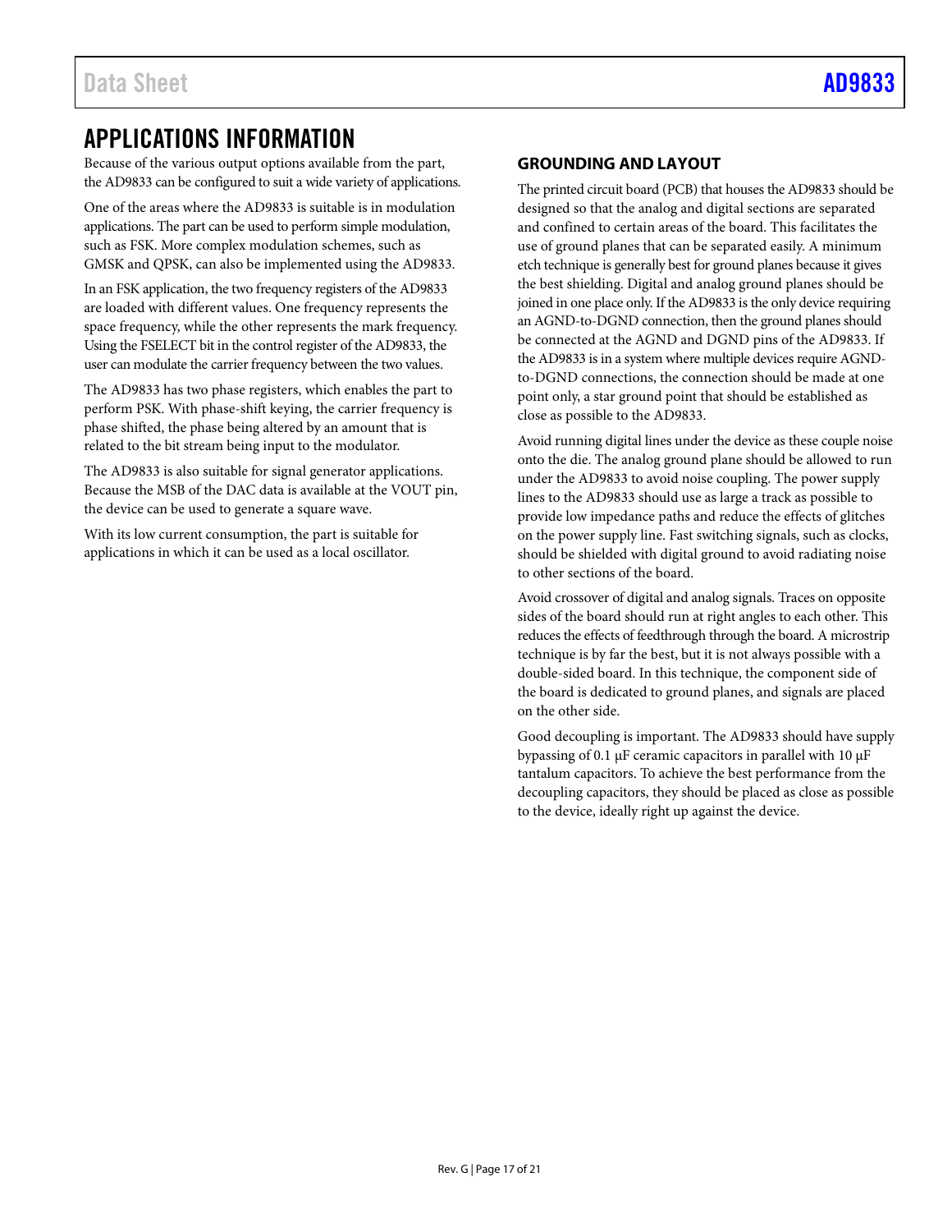# APPLICATIONS INFORMATION

Because of the various output options available from the part, the AD9833 can be configured to suit a wide variety of applications.

One of the areas where the AD9833 is suitable is in modulation applications. The part can be used to perform simple modulation, such as FSK. More complex modulation schemes, such as GMSK and QPSK, can also be implemented using the AD9833.

In an FSK application, the two frequency registers of the AD9833 are loaded with different values. One frequency represents the space frequency, while the other represents the mark frequency. Using the FSELECT bit in the control register of the AD9833, the user can modulate the carrier frequency between the two values.

The AD9833 has two phase registers, which enables the part to perform PSK. With phase-shift keying, the carrier frequency is phase shifted, the phase being altered by an amount that is related to the bit stream being input to the modulator.

The AD9833 is also suitable for signal generator applications. Because the MSB of the DAC data is available at the VOUT pin, the device can be used to generate a square wave.

With its low current consumption, the part is suitable for applications in which it can be used as a local oscillator.

## GROUNDING AND LAYOUT

The printed circuit board (PCB) that houses the AD9833 should be designed so that the analog and digital sections are separated and confined to certain areas of the board. This facilitates the use of ground planes that can be separated easily. A minimum etch technique is generally best for ground planes because it gives the best shielding. Digital and analog ground planes should be joined in one place only. If the AD9833 is the only device requiring an AGND-to-DGND connection, then the ground planes should be connected at the AGND and DGND pins of the AD9833. If the AD9833 is in a system where multiple devices require AGND-to-DGND connections, the connection should be made at one point only, a star ground point that should be established as close as possible to the AD9833.

Avoid running digital lines under the device as these couple noise onto the die. The analog ground plane should be allowed to run under the AD9833 to avoid noise coupling. The power supply lines to the AD9833 should use as large a track as possible to provide low impedance paths and reduce the effects of glitches on the power supply line. Fast switching signals, such as clocks, should be shielded with digital ground to avoid radiating noise to other sections of the board.

Avoid crossover of digital and analog signals. Traces on opposite sides of the board should run at right angles to each other. This reduces the effects of feedthrough through the board. A microstrip technique is by far the best, but it is not always possible with a double-sided board. In this technique, the component side of the board is dedicated to ground planes, and signals are placed on the other side.

Good decoupling is important. The AD9833 should have supply bypassing of 0.1 μF ceramic capacitors in parallel with 10 μF tantalum capacitors. To achieve the best performance from the decoupling capacitors, they should be placed as close as possible to the device, ideally right up against the device.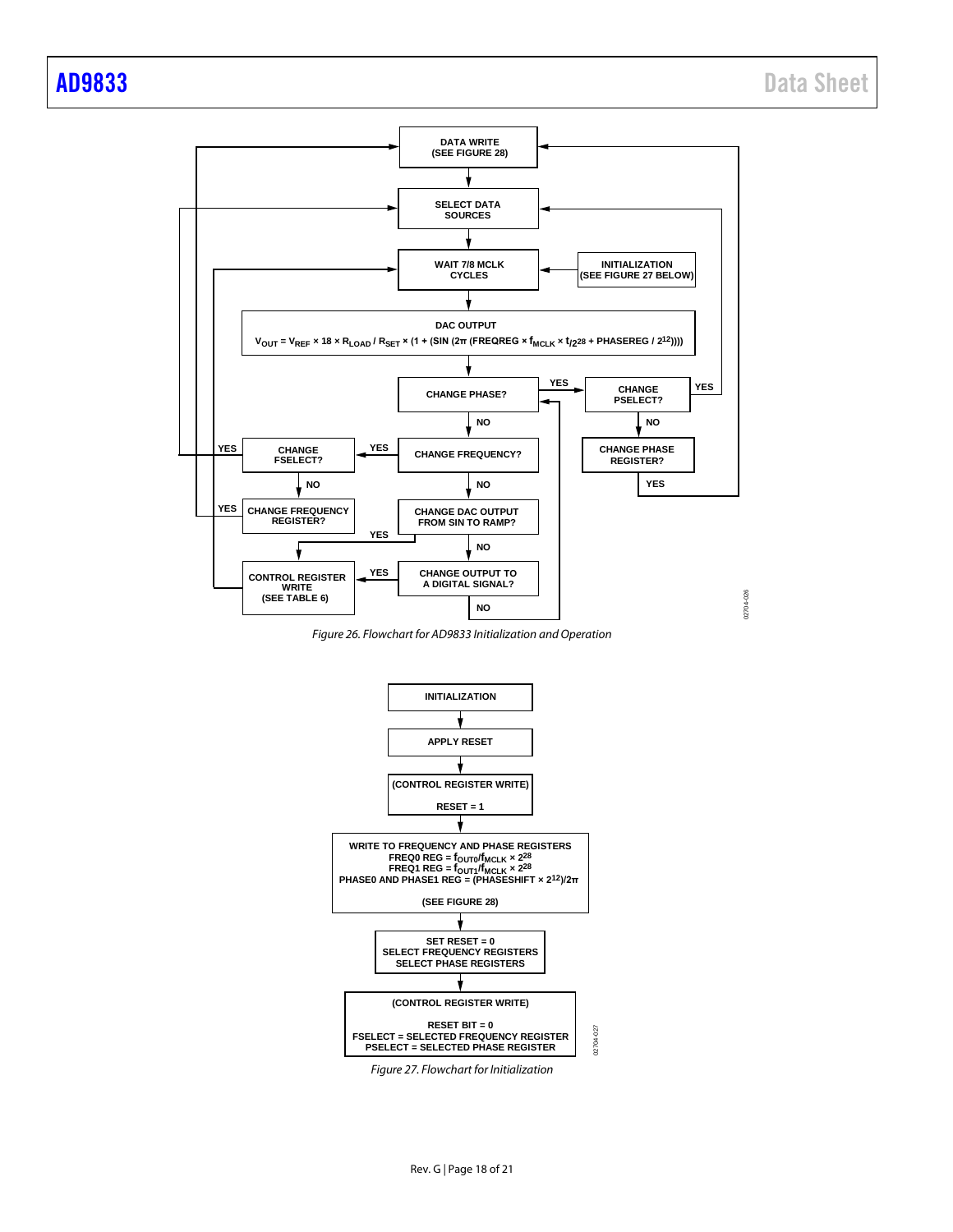DATA WRITE
(SEE FIGURE 28)

SELECT DATA SOURCES

WAIT 7/8 MCLK CYCLES

INITIALIZATION
(SEE FIGURE 27 BELOW)

DAC OUTPUT

$$V_{OUT} = V_{REF} \times 18 \times R_{LOAD} / R_{SET} \times (1 + (\text{SIN}(2\pi(\text{FREQREG} \times f_{MCLK} \times t/2^{28} + \text{PHASEREG}/2^{12}))))$$

CHANGE PHASE? — YES → CHANGE PSELECT? — YES → SELECT DATA SOURCES

CHANGE PSELECT? — NO → CHANGE PHASE REGISTER? — YES → DATA WRITE

CHANGE PHASE? — NO → CHANGE FREQUENCY?

CHANGE FREQUENCY? — YES → CHANGE FSELECT? — YES → SELECT DATA SOURCES

CHANGE FSELECT? — NO → CHANGE FREQUENCY REGISTER? — YES → DATA WRITE

CHANGE FREQUENCY? — NO → CHANGE DAC OUTPUT FROM SIN TO RAMP?

CHANGE DAC OUTPUT FROM SIN TO RAMP? — YES → CONTROL REGISTER WRITE (SEE TABLE 6)

CHANGE DAC OUTPUT FROM SIN TO RAMP? — NO → CHANGE OUTPUT TO A DIGITAL SIGNAL?

CHANGE OUTPUT TO A DIGITAL SIGNAL? — YES → CONTROL REGISTER WRITE (SEE TABLE 6) → WAIT 7/8 MCLK CYCLES

CHANGE OUTPUT TO A DIGITAL SIGNAL? — NO → CHANGE PHASE?

*Figure 26. Flowchart for AD9833 Initialization and Operation*

INITIALIZATION

APPLY RESET

(CONTROL REGISTER WRITE)
RESET = 1

WRITE TO FREQUENCY AND PHASE REGISTERS
$\text{FREQ0 REG} = f_{OUT0}/f_{MCLK} \times 2^{28}$
$\text{FREQ1 REG} = f_{OUT1}/f_{MCLK} \times 2^{28}$
$\text{PHASE0 AND PHASE1 REG} = (\text{PHASESHIFT} \times 2^{12})/2\pi$
(SEE FIGURE 28)

SET RESET = 0
SELECT FREQUENCY REGISTERS
SELECT PHASE REGISTERS

(CONTROL REGISTER WRITE)
RESET BIT = 0
FSELECT = SELECTED FREQUENCY REGISTER
PSELECT = SELECTED PHASE REGISTER

*Figure 27. Flowchart for Initialization*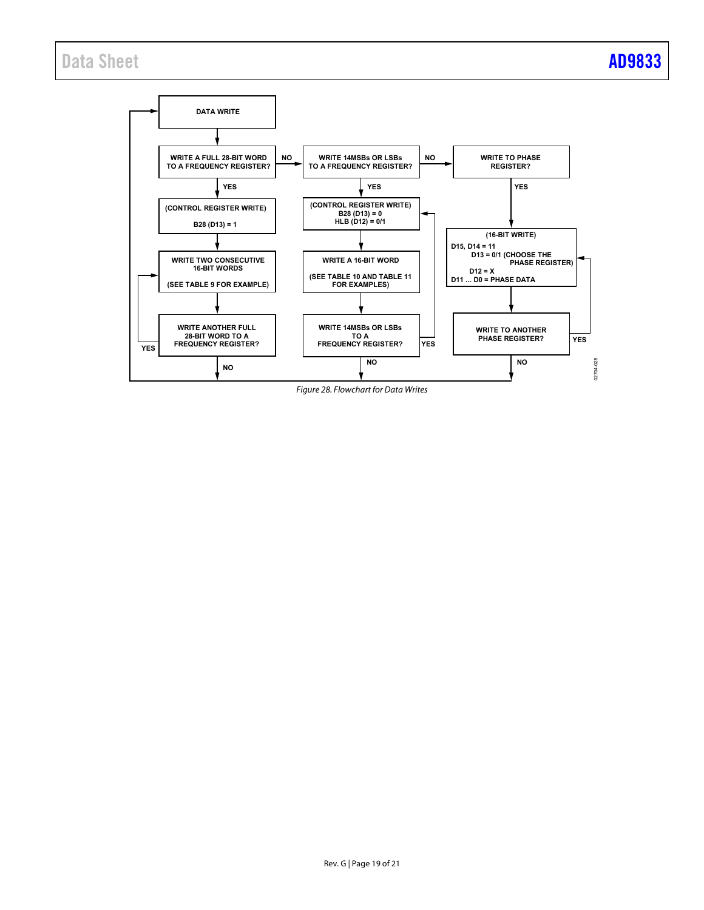```
DATA WRITE
  |
WRITE A FULL 28-BIT WORD TO A FREQUENCY REGISTER? --NO--> WRITE 14MSBs OR LSBs TO A FREQUENCY REGISTER? --NO--> WRITE TO PHASE REGISTER?
  | YES                                                     | YES                                                  | YES
(CONTROL REGISTER WRITE)                                  (CONTROL REGISTER WRITE)                              (16-BIT WRITE)
B28 (D13) = 1                                             B28 (D13) = 0                                         D15, D14 = 11
  |                                                       HLB (D12) = 0/1                                       D13 = 0/1 (CHOOSE THE PHASE REGISTER)
WRITE TWO CONSECUTIVE 16-BIT WORDS                          |                                                   D12 = X
(SEE TABLE 9 FOR EXAMPLE)                                 WRITE A 16-BIT WORD                                   D11 ... D0 = PHASE DATA
  |                                                       (SEE TABLE 10 AND TABLE 11 FOR EXAMPLES)                |
WRITE ANOTHER FULL 28-BIT WORD TO A FREQUENCY REGISTER?     |                                                   WRITE TO ANOTHER PHASE REGISTER?
  YES -> back to WRITE TWO CONSECUTIVE 16-BIT WORDS       WRITE 14MSBs OR LSBs TO A FREQUENCY REGISTER?           YES -> back to (16-BIT WRITE)
  NO -> DATA WRITE                                          YES -> back to (CONTROL REGISTER WRITE)               NO -> DATA WRITE
                                                            NO -> DATA WRITE
```

*Figure 28. Flowchart for Data Writes*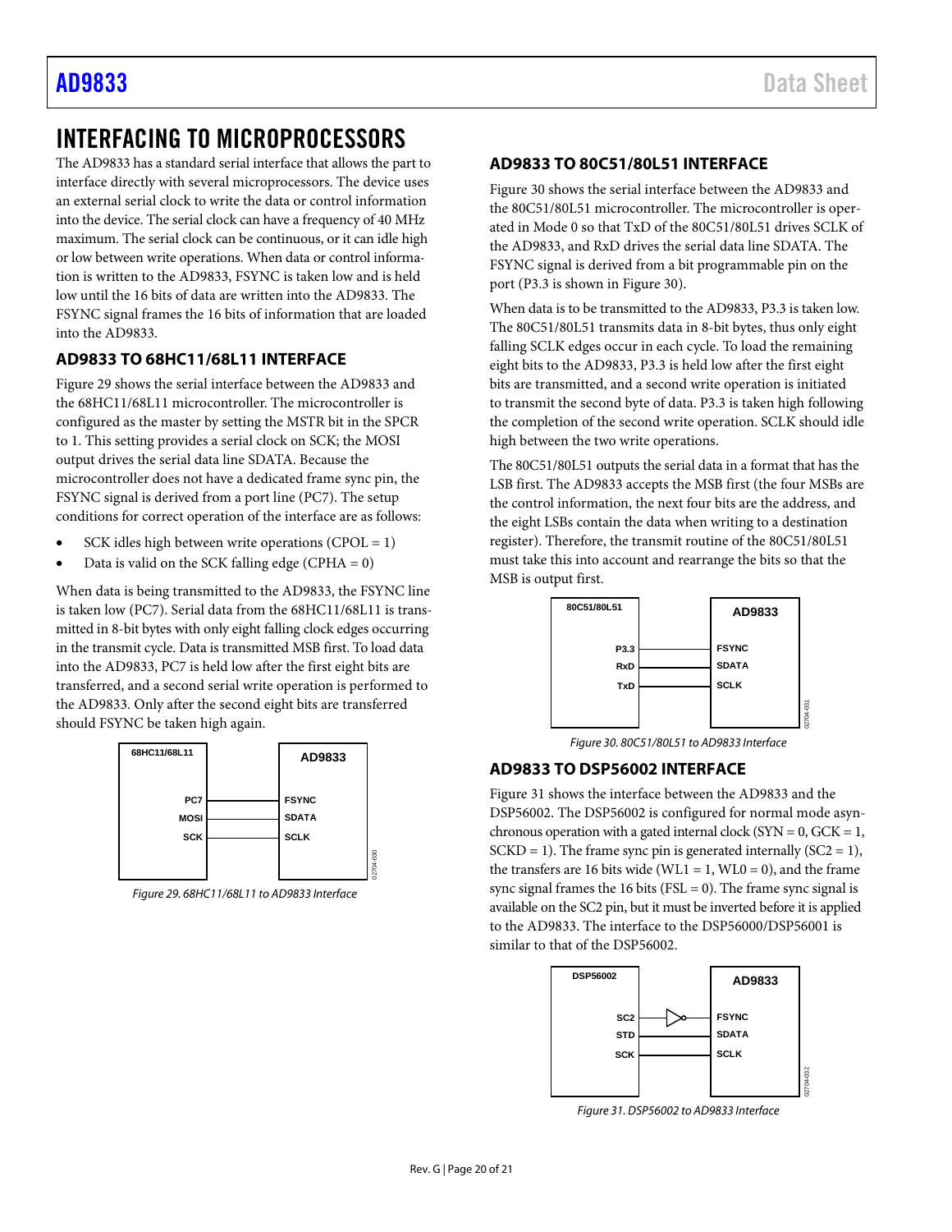# INTERFACING TO MICROPROCESSORS

The AD9833 has a standard serial interface that allows the part to interface directly with several microprocessors. The device uses an external serial clock to write the data or control information into the device. The serial clock can have a frequency of 40 MHz maximum. The serial clock can be continuous, or it can idle high or low between write operations. When data or control information is written to the AD9833, FSYNC is taken low and is held low until the 16 bits of data are written into the AD9833. The FSYNC signal frames the 16 bits of information that are loaded into the AD9833.

## AD9833 TO 68HC11/68L11 INTERFACE

Figure 29 shows the serial interface between the AD9833 and the 68HC11/68L11 microcontroller. The microcontroller is configured as the master by setting the MSTR bit in the SPCR to 1. This setting provides a serial clock on SCK; the MOSI output drives the serial data line SDATA. Because the microcontroller does not have a dedicated frame sync pin, the FSYNC signal is derived from a port line (PC7). The setup conditions for correct operation of the interface are as follows:

- SCK idles high between write operations (CPOL = 1)
- Data is valid on the SCK falling edge (CPHA = 0)

When data is being transmitted to the AD9833, the FSYNC line is taken low (PC7). Serial data from the 68HC11/68L11 is transmitted in 8-bit bytes with only eight falling clock edges occurring in the transmit cycle. Data is transmitted MSB first. To load data into the AD9833, PC7 is held low after the first eight bits are transferred, and a second serial write operation is performed to the AD9833. Only after the second eight bits are transferred should FSYNC be taken high again.

*Figure 29. 68HC11/68L11 to AD9833 Interface*

## AD9833 TO 80C51/80L51 INTERFACE

Figure 30 shows the serial interface between the AD9833 and the 80C51/80L51 microcontroller. The microcontroller is operated in Mode 0 so that TxD of the 80C51/80L51 drives SCLK of the AD9833, and RxD drives the serial data line SDATA. The FSYNC signal is derived from a bit programmable pin on the port (P3.3 is shown in Figure 30).

When data is to be transmitted to the AD9833, P3.3 is taken low. The 80C51/80L51 transmits data in 8-bit bytes, thus only eight falling SCLK edges occur in each cycle. To load the remaining eight bits to the AD9833, P3.3 is held low after the first eight bits are transmitted, and a second write operation is initiated to transmit the second byte of data. P3.3 is taken high following the completion of the second write operation. SCLK should idle high between the two write operations.

The 80C51/80L51 outputs the serial data in a format that has the LSB first. The AD9833 accepts the MSB first (the four MSBs are the control information, the next four bits are the address, and the eight LSBs contain the data when writing to a destination register). Therefore, the transmit routine of the 80C51/80L51 must take this into account and rearrange the bits so that the MSB is output first.

*Figure 30. 80C51/80L51 to AD9833 Interface*

## AD9833 TO DSP56002 INTERFACE

Figure 31 shows the interface between the AD9833 and the DSP56002. The DSP56002 is configured for normal mode asynchronous operation with a gated internal clock (SYN = 0, GCK = 1, SCKD = 1). The frame sync pin is generated internally (SC2 = 1), the transfers are 16 bits wide (WL1 = 1, WL0 = 0), and the frame sync signal frames the 16 bits (FSL = 0). The frame sync signal is available on the SC2 pin, but it must be inverted before it is applied to the AD9833. The interface to the DSP56000/DSP56001 is similar to that of the DSP56002.

*Figure 31. DSP56002 to AD9833 Interface*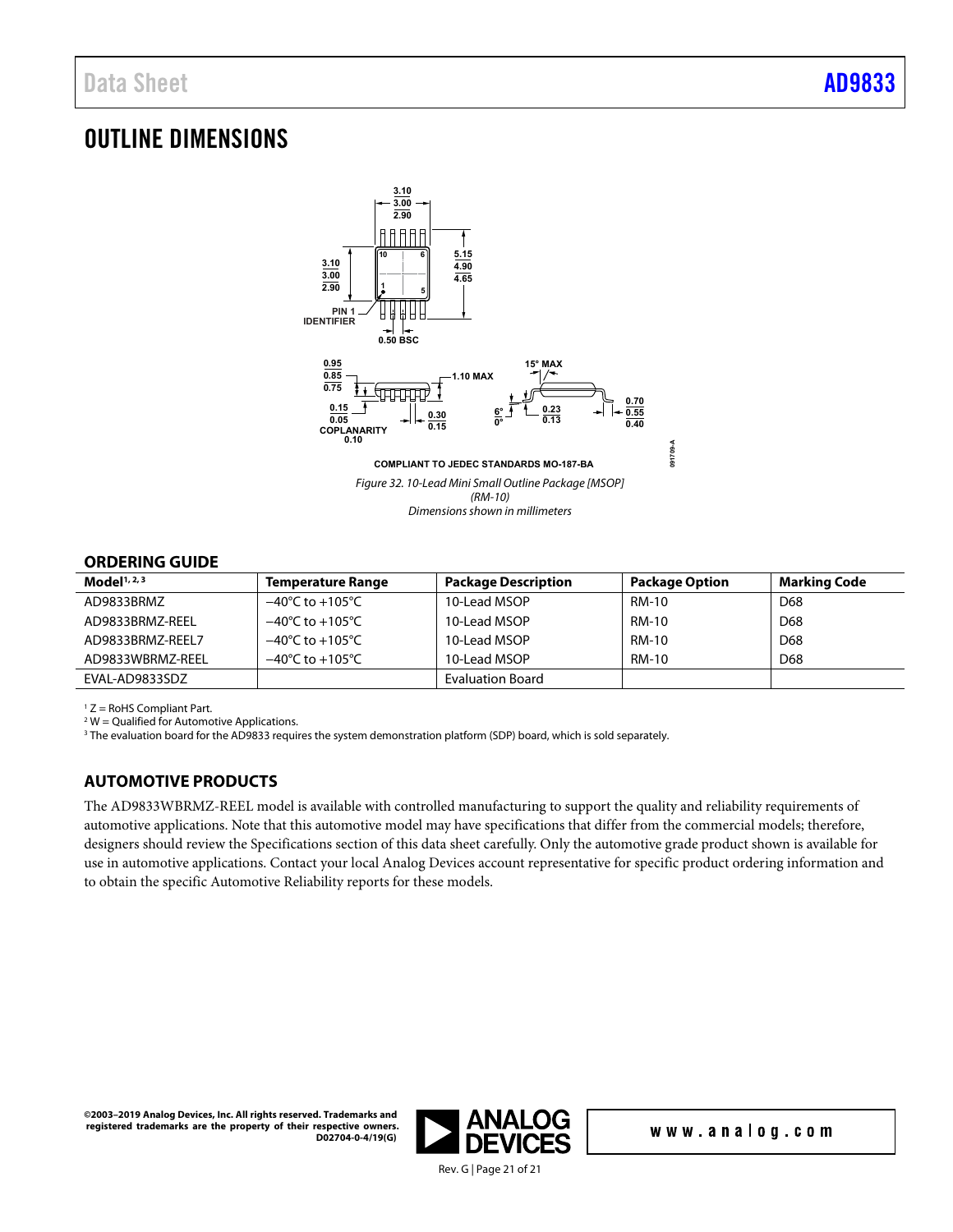# OUTLINE DIMENSIONS

3.10
3.00
2.90

10
6
1
5

3.10
3.00
2.90

5.15
4.90
4.65

PIN 1
IDENTIFIER

0.50 BSC

0.95
0.85
0.75

1.10 MAX

15° MAX

0.15
0.05
COPLANARITY
0.10

0.30
0.15

6°
0°

0.23
0.13

0.70
0.55
0.40

COMPLIANT TO JEDEC STANDARDS MO-187-BA

091709-A

*Figure 32. 10-Lead Mini Small Outline Package [MSOP] (RM-10) Dimensions shown in millimeters*

## ORDERING GUIDE

| Model[1, 2, 3] | Temperature Range | Package Description | Package Option | Marking Code |
|---|---|---|---|---|
| AD9833BRMZ | −40°C to +105°C | 10-Lead MSOP | RM-10 | D68 |
| AD9833BRMZ-REEL | −40°C to +105°C | 10-Lead MSOP | RM-10 | D68 |
| AD9833BRMZ-REEL7 | −40°C to +105°C | 10-Lead MSOP | RM-10 | D68 |
| AD9833WBRMZ-REEL | −40°C to +105°C | 10-Lead MSOP | RM-10 | D68 |
| EVAL-AD9833SDZ | | Evaluation Board | | |

[1] Z = RoHS Compliant Part.
[2] W = Qualified for Automotive Applications.
[3] The evaluation board for the AD9833 requires the system demonstration platform (SDP) board, which is sold separately.

## AUTOMOTIVE PRODUCTS

The AD9833WBRMZ-REEL model is available with controlled manufacturing to support the quality and reliability requirements of automotive applications. Note that this automotive model may have specifications that differ from the commercial models; therefore, designers should review the Specifications section of this data sheet carefully. Only the automotive grade product shown is available for use in automotive applications. Contact your local Analog Devices account representative for specific product ordering information and to obtain the specific Automotive Reliability reports for these models.

**©2003–2019 Analog Devices, Inc. All rights reserved. Trademarks and registered trademarks are the property of their respective owners. D02704-0-4/19(G)**